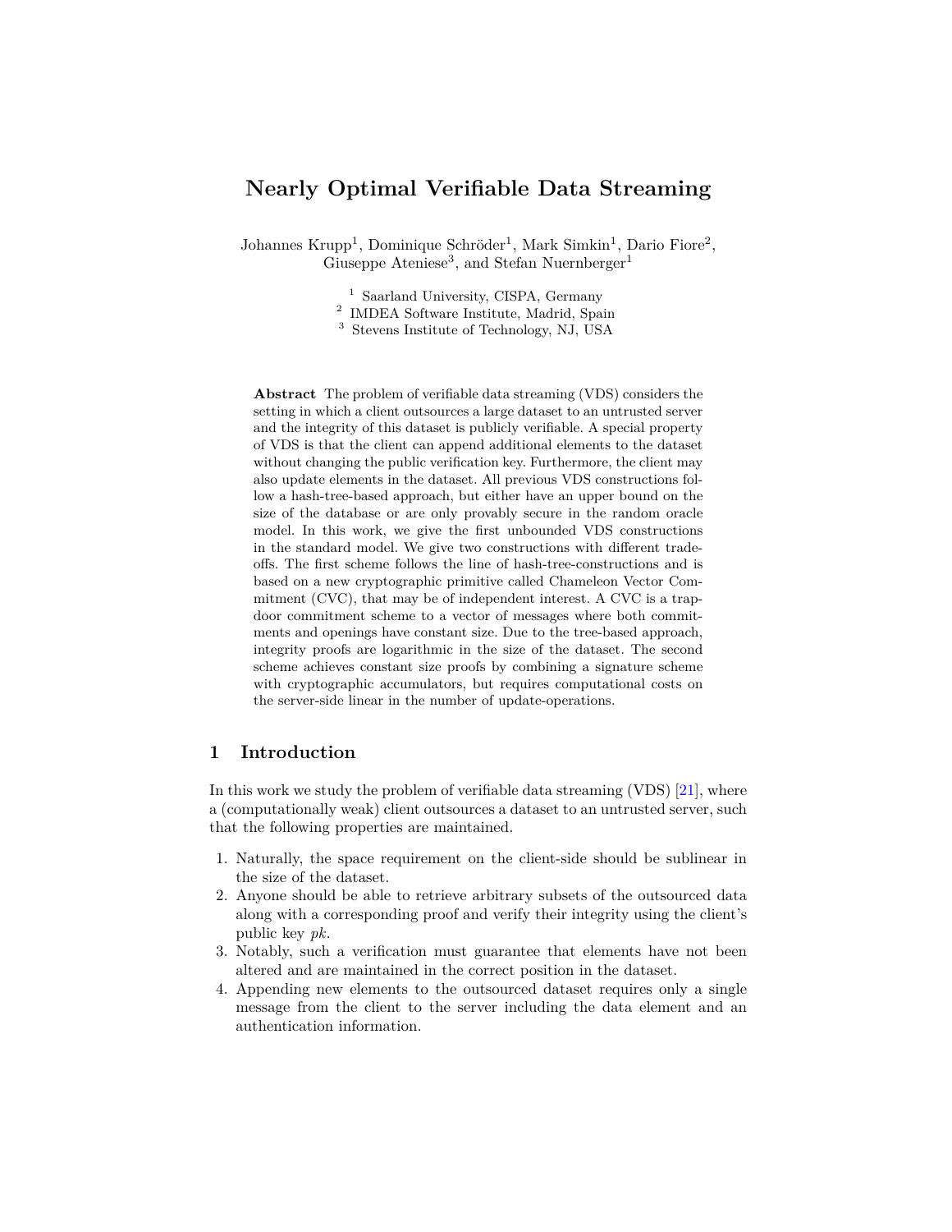# Nearly Optimal Verifiable Data Streaming

Johannes Krupp[1], Dominique Schröder[1], Mark Simkin[1], Dario Fiore[2], Giuseppe Ateniese[3], and Stefan Nuernberger[1]

[1] Saarland University, CISPA, Germany
[2] IMDEA Software Institute, Madrid, Spain
[3] Stevens Institute of Technology, NJ, USA

**Abstract** The problem of verifiable data streaming (VDS) considers the setting in which a client outsources a large dataset to an untrusted server and the integrity of this dataset is publicly verifiable. A special property of VDS is that the client can append additional elements to the dataset without changing the public verification key. Furthermore, the client may also update elements in the dataset. All previous VDS constructions follow a hash-tree-based approach, but either have an upper bound on the size of the database or are only provably secure in the random oracle model. In this work, we give the first unbounded VDS constructions in the standard model. We give two constructions with different tradeoffs. The first scheme follows the line of hash-tree-constructions and is based on a new cryptographic primitive called Chameleon Vector Commitment (CVC), that may be of independent interest. A CVC is a trapdoor commitment scheme to a vector of messages where both commitments and openings have constant size. Due to the tree-based approach, integrity proofs are logarithmic in the size of the dataset. The second scheme achieves constant size proofs by combining a signature scheme with cryptographic accumulators, but requires computational costs on the server-side linear in the number of update-operations.

## 1 Introduction

In this work we study the problem of verifiable data streaming (VDS) [21], where a (computationally weak) client outsources a dataset to an untrusted server, such that the following properties are maintained.

1. Naturally, the space requirement on the client-side should be sublinear in the size of the dataset.
2. Anyone should be able to retrieve arbitrary subsets of the outsourced data along with a corresponding proof and verify their integrity using the client's public key *pk*.
3. Notably, such a verification must guarantee that elements have not been altered and are maintained in the correct position in the dataset.
4. Appending new elements to the outsourced dataset requires only a single message from the client to the server including the data element and an authentication information.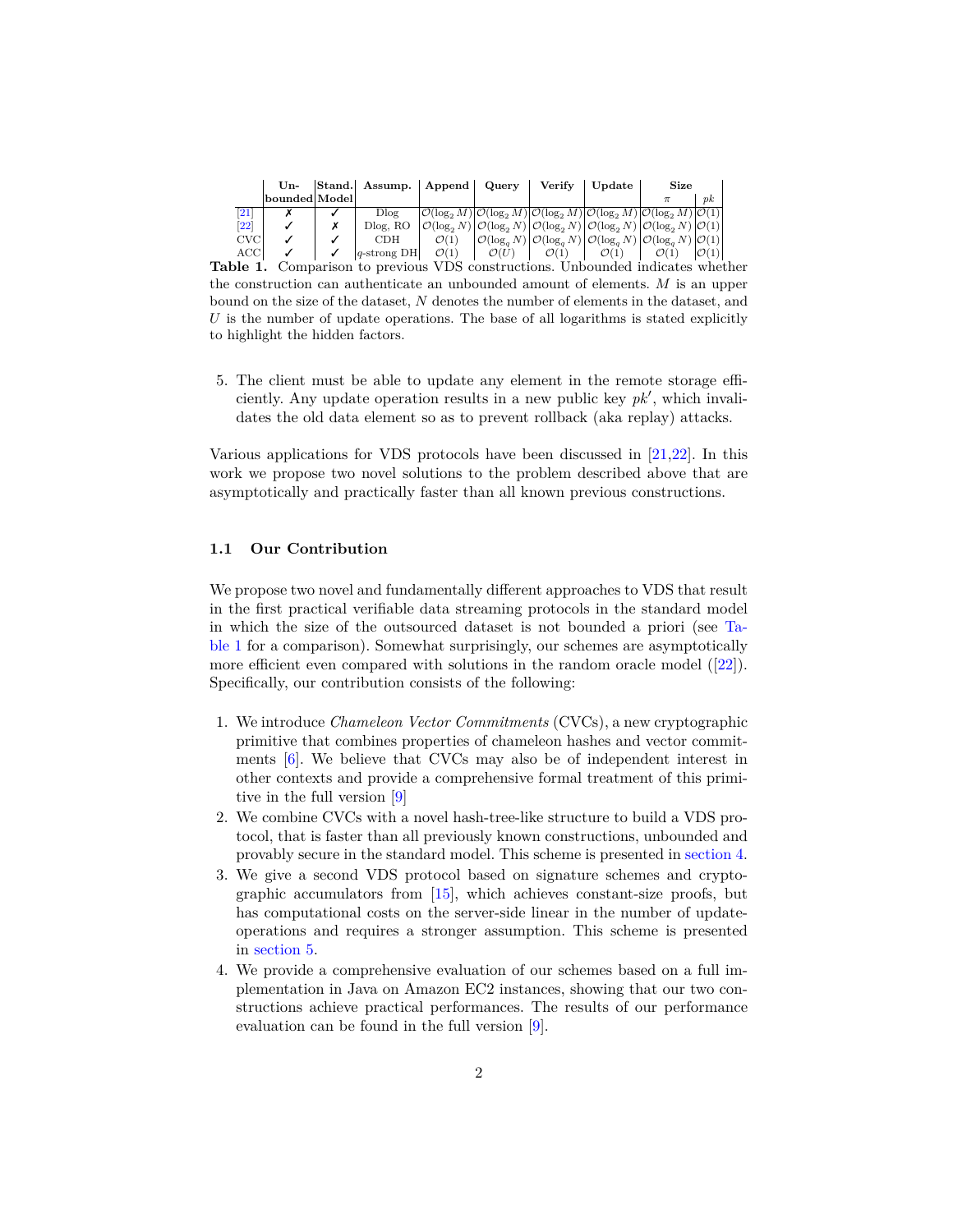|  | Un-bounded | Stand. Model | Assump. | Append | Query | Verify | Update | Size |  |
|---|---|---|---|---|---|---|---|---|---|
|  |  |  |  |  |  |  |  | $\pi$ | $pk$ |
| [21] | ✗ | ✓ | Dlog | $\mathcal{O}(\log_2 M)$ | $\mathcal{O}(\log_2 M)$ | $\mathcal{O}(\log_2 M)$ | $\mathcal{O}(\log_2 M)$ | $\mathcal{O}(\log_2 M)$ | $\mathcal{O}(1)$ |
| [22] | ✓ | ✗ | Dlog, RO | $\mathcal{O}(\log_2 N)$ | $\mathcal{O}(\log_2 N)$ | $\mathcal{O}(\log_2 N)$ | $\mathcal{O}(\log_2 N)$ | $\mathcal{O}(\log_2 N)$ | $\mathcal{O}(1)$ |
| CVC | ✓ | ✓ | CDH | $\mathcal{O}(1)$ | $\mathcal{O}(\log_q N)$ | $\mathcal{O}(\log_q N)$ | $\mathcal{O}(\log_q N)$ | $\mathcal{O}(\log_q N)$ | $\mathcal{O}(1)$ |
| ACC | ✓ | ✓ | $q$-strong DH | $\mathcal{O}(1)$ | $\mathcal{O}(U)$ | $\mathcal{O}(1)$ | $\mathcal{O}(1)$ | $\mathcal{O}(1)$ | $\mathcal{O}(1)$ |

**Table 1.** Comparison to previous VDS constructions. Unbounded indicates whether the construction can authenticate an unbounded amount of elements. $M$ is an upper bound on the size of the dataset, $N$ denotes the number of elements in the dataset, and $U$ is the number of update operations. The base of all logarithms is stated explicitly to highlight the hidden factors.

5. The client must be able to update any element in the remote storage efficiently. Any update operation results in a new public key $pk'$, which invalidates the old data element so as to prevent rollback (aka replay) attacks.

Various applications for VDS protocols have been discussed in [21,22]. In this work we propose two novel solutions to the problem described above that are asymptotically and practically faster than all known previous constructions.

### 1.1 Our Contribution

We propose two novel and fundamentally different approaches to VDS that result in the first practical verifiable data streaming protocols in the standard model in which the size of the outsourced dataset is not bounded a priori (see Table 1 for a comparison). Somewhat surprisingly, our schemes are asymptotically more efficient even compared with solutions in the random oracle model ([22]). Specifically, our contribution consists of the following:

1. We introduce *Chameleon Vector Commitments* (CVCs), a new cryptographic primitive that combines properties of chameleon hashes and vector commitments [6]. We believe that CVCs may also be of independent interest in other contexts and provide a comprehensive formal treatment of this primitive in the full version [9]
2. We combine CVCs with a novel hash-tree-like structure to build a VDS protocol, that is faster than all previously known constructions, unbounded and provably secure in the standard model. This scheme is presented in section 4.
3. We give a second VDS protocol based on signature schemes and cryptographic accumulators from [15], which achieves constant-size proofs, but has computational costs on the server-side linear in the number of update-operations and requires a stronger assumption. This scheme is presented in section 5.
4. We provide a comprehensive evaluation of our schemes based on a full implementation in Java on Amazon EC2 instances, showing that our two constructions achieve practical performances. The results of our performance evaluation can be found in the full version [9].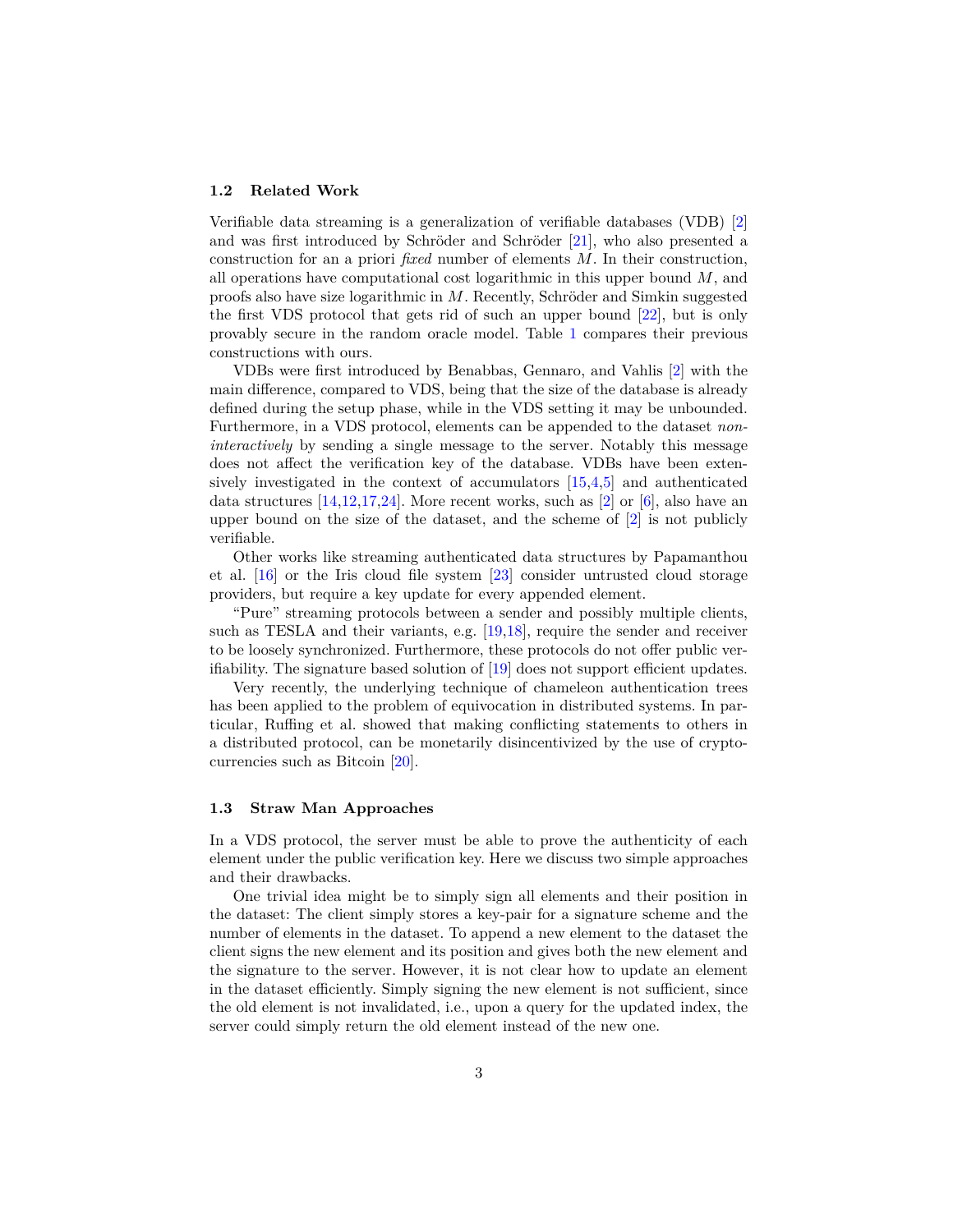### 1.2 Related Work

Verifiable data streaming is a generalization of verifiable databases (VDB) [2] and was first introduced by Schröder and Schröder [21], who also presented a construction for an a priori *fixed* number of elements $M$. In their construction, all operations have computational cost logarithmic in this upper bound $M$, and proofs also have size logarithmic in $M$. Recently, Schröder and Simkin suggested the first VDS protocol that gets rid of such an upper bound [22], but is only provably secure in the random oracle model. Table 1 compares their previous constructions with ours.

VDBs were first introduced by Benabbas, Gennaro, and Vahlis [2] with the main difference, compared to VDS, being that the size of the database is already defined during the setup phase, while in the VDS setting it may be unbounded. Furthermore, in a VDS protocol, elements can be appended to the dataset *non-interactively* by sending a single message to the server. Notably this message does not affect the verification key of the database. VDBs have been extensively investigated in the context of accumulators [15,4,5] and authenticated data structures [14,12,17,24]. More recent works, such as [2] or [6], also have an upper bound on the size of the dataset, and the scheme of [2] is not publicly verifiable.

Other works like streaming authenticated data structures by Papamanthou et al. [16] or the Iris cloud file system [23] consider untrusted cloud storage providers, but require a key update for every appended element.

"Pure" streaming protocols between a sender and possibly multiple clients, such as TESLA and their variants, e.g. [19,18], require the sender and receiver to be loosely synchronized. Furthermore, these protocols do not offer public verifiability. The signature based solution of [19] does not support efficient updates.

Very recently, the underlying technique of chameleon authentication trees has been applied to the problem of equivocation in distributed systems. In particular, Ruffing et al. showed that making conflicting statements to others in a distributed protocol, can be monetarily disincentivized by the use of crypto-currencies such as Bitcoin [20].

### 1.3 Straw Man Approaches

In a VDS protocol, the server must be able to prove the authenticity of each element under the public verification key. Here we discuss two simple approaches and their drawbacks.

One trivial idea might be to simply sign all elements and their position in the dataset: The client simply stores a key-pair for a signature scheme and the number of elements in the dataset. To append a new element to the dataset the client signs the new element and its position and gives both the new element and the signature to the server. However, it is not clear how to update an element in the dataset efficiently. Simply signing the new element is not sufficient, since the old element is not invalidated, i.e., upon a query for the updated index, the server could simply return the old element instead of the new one.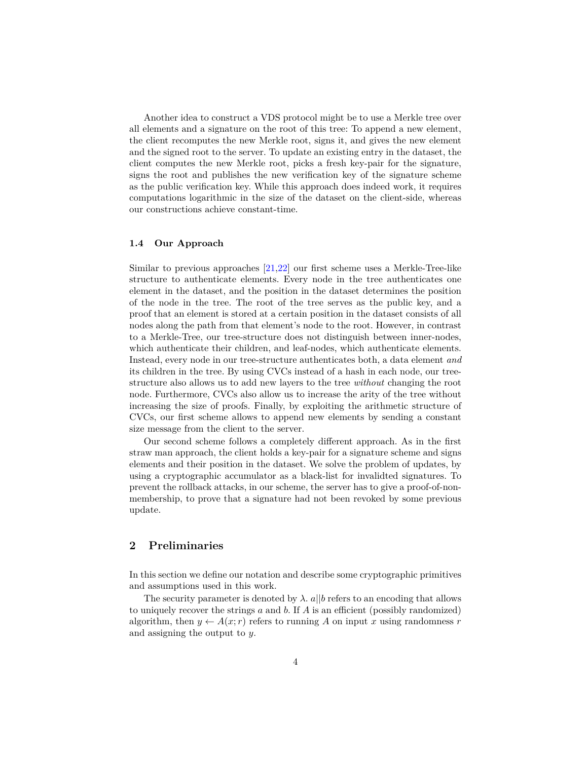Another idea to construct a VDS protocol might be to use a Merkle tree over all elements and a signature on the root of this tree: To append a new element, the client recomputes the new Merkle root, signs it, and gives the new element and the signed root to the server. To update an existing entry in the dataset, the client computes the new Merkle root, picks a fresh key-pair for the signature, signs the root and publishes the new verification key of the signature scheme as the public verification key. While this approach does indeed work, it requires computations logarithmic in the size of the dataset on the client-side, whereas our constructions achieve constant-time.

### 1.4 Our Approach

Similar to previous approaches [21,22] our first scheme uses a Merkle-Tree-like structure to authenticate elements. Every node in the tree authenticates one element in the dataset, and the position in the dataset determines the position of the node in the tree. The root of the tree serves as the public key, and a proof that an element is stored at a certain position in the dataset consists of all nodes along the path from that element's node to the root. However, in contrast to a Merkle-Tree, our tree-structure does not distinguish between inner-nodes, which authenticate their children, and leaf-nodes, which authenticate elements. Instead, every node in our tree-structure authenticates both, a data element *and* its children in the tree. By using CVCs instead of a hash in each node, our tree-structure also allows us to add new layers to the tree *without* changing the root node. Furthermore, CVCs also allow us to increase the arity of the tree without increasing the size of proofs. Finally, by exploiting the arithmetic structure of CVCs, our first scheme allows to append new elements by sending a constant size message from the client to the server.

Our second scheme follows a completely different approach. As in the first straw man approach, the client holds a key-pair for a signature scheme and signs elements and their position in the dataset. We solve the problem of updates, by using a cryptographic accumulator as a black-list for invalidted signatures. To prevent the rollback attacks, in our scheme, the server has to give a proof-of-non-membership, to prove that a signature had not been revoked by some previous update.

## 2 Preliminaries

In this section we define our notation and describe some cryptographic primitives and assumptions used in this work.

The security parameter is denoted by $\lambda$. $a||b$ refers to an encoding that allows to uniquely recover the strings $a$ and $b$. If $A$ is an efficient (possibly randomized) algorithm, then $y \leftarrow A(x; r)$ refers to running $A$ on input $x$ using randomness $r$ and assigning the output to $y$.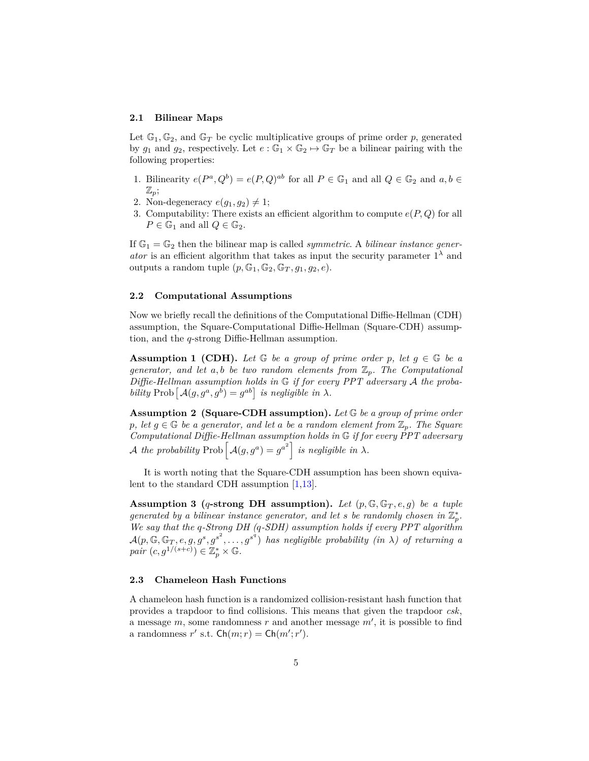### 2.1 Bilinear Maps

Let $\mathbb{G}_1, \mathbb{G}_2$, and $\mathbb{G}_T$ be cyclic multiplicative groups of prime order $p$, generated by $g_1$ and $g_2$, respectively. Let $e : \mathbb{G}_1 \times \mathbb{G}_2 \mapsto \mathbb{G}_T$ be a bilinear pairing with the following properties:

1. Bilinearity $e(P^a, Q^b) = e(P, Q)^{ab}$ for all $P \in \mathbb{G}_1$ and all $Q \in \mathbb{G}_2$ and $a, b \in \mathbb{Z}_p$;
2. Non-degeneracy $e(g_1, g_2) \neq 1$;
3. Computability: There exists an efficient algorithm to compute $e(P, Q)$ for all $P \in \mathbb{G}_1$ and all $Q \in \mathbb{G}_2$.

If $\mathbb{G}_1 = \mathbb{G}_2$ then the bilinear map is called *symmetric*. A *bilinear instance generator* is an efficient algorithm that takes as input the security parameter $1^\lambda$ and outputs a random tuple $(p, \mathbb{G}_1, \mathbb{G}_2, \mathbb{G}_T, g_1, g_2, e)$.

### 2.2 Computational Assumptions

Now we briefly recall the definitions of the Computational Diffie-Hellman (CDH) assumption, the Square-Computational Diffie-Hellman (Square-CDH) assumption, and the $q$-strong Diffie-Hellman assumption.

**Assumption 1 (CDH).** *Let $\mathbb{G}$ be a group of prime order $p$, let $g \in \mathbb{G}$ be a generator, and let $a, b$ be two random elements from $\mathbb{Z}_p$. The Computational Diffie-Hellman assumption holds in $\mathbb{G}$ if for every PPT adversary $\mathcal{A}$ the probability* $\text{Prob}\left[\mathcal{A}(g, g^a, g^b) = g^{ab}\right]$ *is negligible in $\lambda$.*

**Assumption 2 (Square-CDH assumption).** *Let $\mathbb{G}$ be a group of prime order $p$, let $g \in \mathbb{G}$ be a generator, and let $a$ be a random element from $\mathbb{Z}_p$. The Square Computational Diffie-Hellman assumption holds in $\mathbb{G}$ if for every PPT adversary $\mathcal{A}$ the probability* $\text{Prob}\left[\mathcal{A}(g, g^a) = g^{a^2}\right]$ *is negligible in $\lambda$.*

It is worth noting that the Square-CDH assumption has been shown equivalent to the standard CDH assumption [1,13].

**Assumption 3 ($q$-strong DH assumption).** *Let $(p, \mathbb{G}, \mathbb{G}_T, e, g)$ be a tuple generated by a bilinear instance generator, and let $s$ be randomly chosen in $\mathbb{Z}_p^*$. We say that the $q$-Strong DH ($q$-SDH) assumption holds if every PPT algorithm $\mathcal{A}(p, \mathbb{G}, \mathbb{G}_T, e, g, g^s, g^{s^2}, \ldots, g^{s^q})$ has negligible probability (in $\lambda$) of returning a pair $(c, g^{1/(s+c)}) \in \mathbb{Z}_p^* \times \mathbb{G}$.*

### 2.3 Chameleon Hash Functions

A chameleon hash function is a randomized collision-resistant hash function that provides a trapdoor to find collisions. This means that given the trapdoor $csk$, a message $m$, some randomness $r$ and another message $m'$, it is possible to find a randomness $r'$ s.t. $\mathsf{Ch}(m; r) = \mathsf{Ch}(m'; r')$.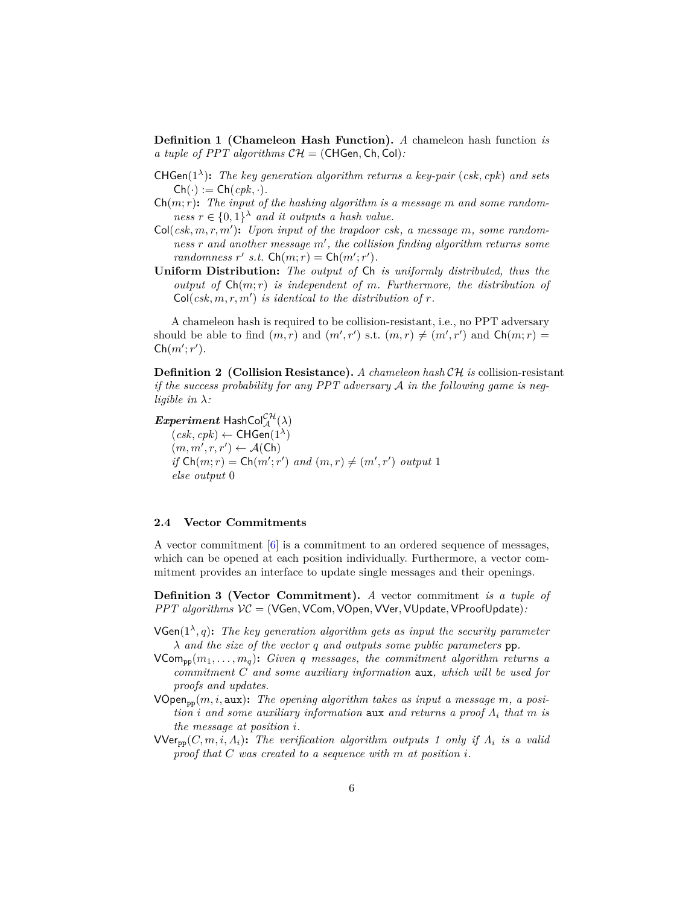**Definition 1 (Chameleon Hash Function).** *A* chameleon hash function *is a tuple of PPT algorithms* $\mathcal{CH} = (\mathsf{CHGen}, \mathsf{Ch}, \mathsf{Col})$*:*

$\mathsf{CHGen}(1^\lambda)$**:** *The key generation algorithm returns a key-pair* $(csk, cpk)$ *and sets* $\mathsf{Ch}(\cdot) := \mathsf{Ch}(cpk, \cdot)$.

$\mathsf{Ch}(m; r)$**:** *The input of the hashing algorithm is a message* $m$ *and some randomness* $r \in \{0,1\}^\lambda$ *and it outputs a hash value.*

$\mathsf{Col}(csk, m, r, m')$**:** *Upon input of the trapdoor* $csk$*, a message* $m$*, some randomness* $r$ *and another message* $m'$*, the collision finding algorithm returns some randomness* $r'$ *s.t.* $\mathsf{Ch}(m; r) = \mathsf{Ch}(m'; r')$.

**Uniform Distribution:** *The output of* $\mathsf{Ch}$ *is uniformly distributed, thus the output of* $\mathsf{Ch}(m; r)$ *is independent of* $m$*. Furthermore, the distribution of* $\mathsf{Col}(csk, m, r, m')$ *is identical to the distribution of* $r$.

A chameleon hash is required to be collision-resistant, i.e., no PPT adversary should be able to find $(m, r)$ and $(m', r')$ s.t. $(m, r) \neq (m', r')$ and $\mathsf{Ch}(m; r) = \mathsf{Ch}(m'; r')$.

**Definition 2 (Collision Resistance).** *A chameleon hash* $\mathcal{CH}$ *is* collision-resistant *if the success probability for any PPT adversary* $\mathcal{A}$ *in the following game is negligible in* $\lambda$*:*

***Experiment*** $\mathsf{HashCol}_{\mathcal{A}}^{\mathcal{CH}}(\lambda)$
  $(csk, cpk) \leftarrow \mathsf{CHGen}(1^\lambda)$
  $(m, m', r, r') \leftarrow \mathcal{A}(\mathsf{Ch})$
  *if* $\mathsf{Ch}(m; r) = \mathsf{Ch}(m'; r')$ *and* $(m, r) \neq (m', r')$ *output* 1
  *else output* 0

### 2.4 Vector Commitments

A vector commitment [6] is a commitment to an ordered sequence of messages, which can be opened at each position individually. Furthermore, a vector commitment provides an interface to update single messages and their openings.

**Definition 3 (Vector Commitment).** *A* vector commitment *is a tuple of PPT algorithms* $\mathcal{VC} = (\mathsf{VGen}, \mathsf{VCom}, \mathsf{VOpen}, \mathsf{VVer}, \mathsf{VUpdate}, \mathsf{VProofUpdate})$*:*

$\mathsf{VGen}(1^\lambda, q)$**:** *The key generation algorithm gets as input the security parameter* $\lambda$ *and the size of the vector* $q$ *and outputs some public parameters* $\mathtt{pp}$.

$\mathsf{VCom}_{\mathtt{pp}}(m_1, \ldots, m_q)$**:** *Given* $q$ *messages, the commitment algorithm returns a commitment* $C$ *and some auxiliary information* $\mathtt{aux}$*, which will be used for proofs and updates.*

$\mathsf{VOpen}_{\mathtt{pp}}(m, i, \mathtt{aux})$**:** *The opening algorithm takes as input a message* $m$*, a position* $i$ *and some auxiliary information* $\mathtt{aux}$ *and returns a proof* $\Lambda_i$ *that* $m$ *is the message at position* $i$.

$\mathsf{VVer}_{\mathtt{pp}}(C, m, i, \Lambda_i)$**:** *The verification algorithm outputs 1 only if* $\Lambda_i$ *is a valid proof that* $C$ *was created to a sequence with* $m$ *at position* $i$.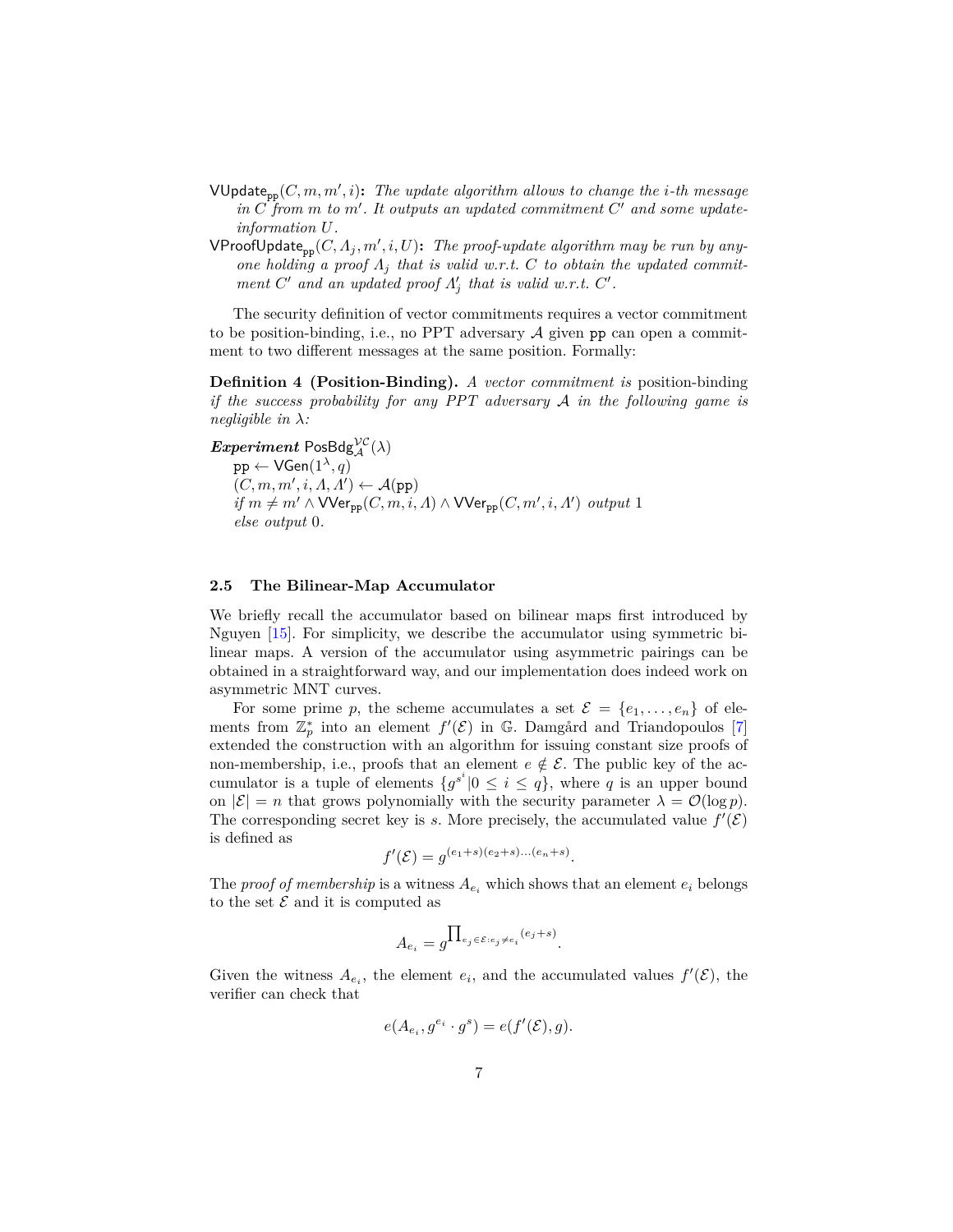$\mathsf{VUpdate}_{\mathsf{pp}}(C, m, m', i)$**:** *The update algorithm allows to change the $i$-th message in $C$ from $m$ to $m'$. It outputs an updated commitment $C'$ and some update-information $U$.*

$\mathsf{VProofUpdate}_{\mathsf{pp}}(C, \Lambda_j, m', i, U)$**:** *The proof-update algorithm may be run by anyone holding a proof $\Lambda_j$ that is valid w.r.t. $C$ to obtain the updated commitment $C'$ and an updated proof $\Lambda'_j$ that is valid w.r.t. $C'$.*

The security definition of vector commitments requires a vector commitment to be position-binding, i.e., no PPT adversary $\mathcal{A}$ given $\mathsf{pp}$ can open a commitment to two different messages at the same position. Formally:

**Definition 4 (Position-Binding).** *A vector commitment is* position-binding *if the success probability for any PPT adversary $\mathcal{A}$ in the following game is negligible in $\lambda$:*

***Experiment*** $\mathsf{PosBdg}^{\mathcal{VC}}_{\mathcal{A}}(\lambda)$
 $\mathsf{pp} \leftarrow \mathsf{VGen}(1^\lambda, q)$
 $(C, m, m', i, \Lambda, \Lambda') \leftarrow \mathcal{A}(\mathsf{pp})$
 *if* $m \neq m' \wedge \mathsf{VVer}_{\mathsf{pp}}(C, m, i, \Lambda) \wedge \mathsf{VVer}_{\mathsf{pp}}(C, m', i, \Lambda')$ *output* 1
 *else output* 0.

### 2.5 The Bilinear-Map Accumulator

We briefly recall the accumulator based on bilinear maps first introduced by Nguyen [15]. For simplicity, we describe the accumulator using symmetric bilinear maps. A version of the accumulator using asymmetric pairings can be obtained in a straightforward way, and our implementation does indeed work on asymmetric MNT curves.

For some prime $p$, the scheme accumulates a set $\mathcal{E} = \{e_1, \ldots, e_n\}$ of elements from $\mathbb{Z}_p^*$ into an element $f'(\mathcal{E})$ in $\mathbb{G}$. Damgård and Triandopoulos [7] extended the construction with an algorithm for issuing constant size proofs of non-membership, i.e., proofs that an element $e \notin \mathcal{E}$. The public key of the accumulator is a tuple of elements $\{g^{s^i} | 0 \leq i \leq q\}$, where $q$ is an upper bound on $|\mathcal{E}| = n$ that grows polynomially with the security parameter $\lambda = \mathcal{O}(\log p)$. The corresponding secret key is $s$. More precisely, the accumulated value $f'(\mathcal{E})$ is defined as

$$f'(\mathcal{E}) = g^{(e_1+s)(e_2+s)\ldots(e_n+s)}.$$

The *proof of membership* is a witness $A_{e_i}$ which shows that an element $e_i$ belongs to the set $\mathcal{E}$ and it is computed as

$$A_{e_i} = g^{\prod_{e_j \in \mathcal{E}: e_j \neq e_i}(e_j+s)}.$$

Given the witness $A_{e_i}$, the element $e_i$, and the accumulated values $f'(\mathcal{E})$, the verifier can check that

$$e(A_{e_i}, g^{e_i} \cdot g^s) = e(f'(\mathcal{E}), g).$$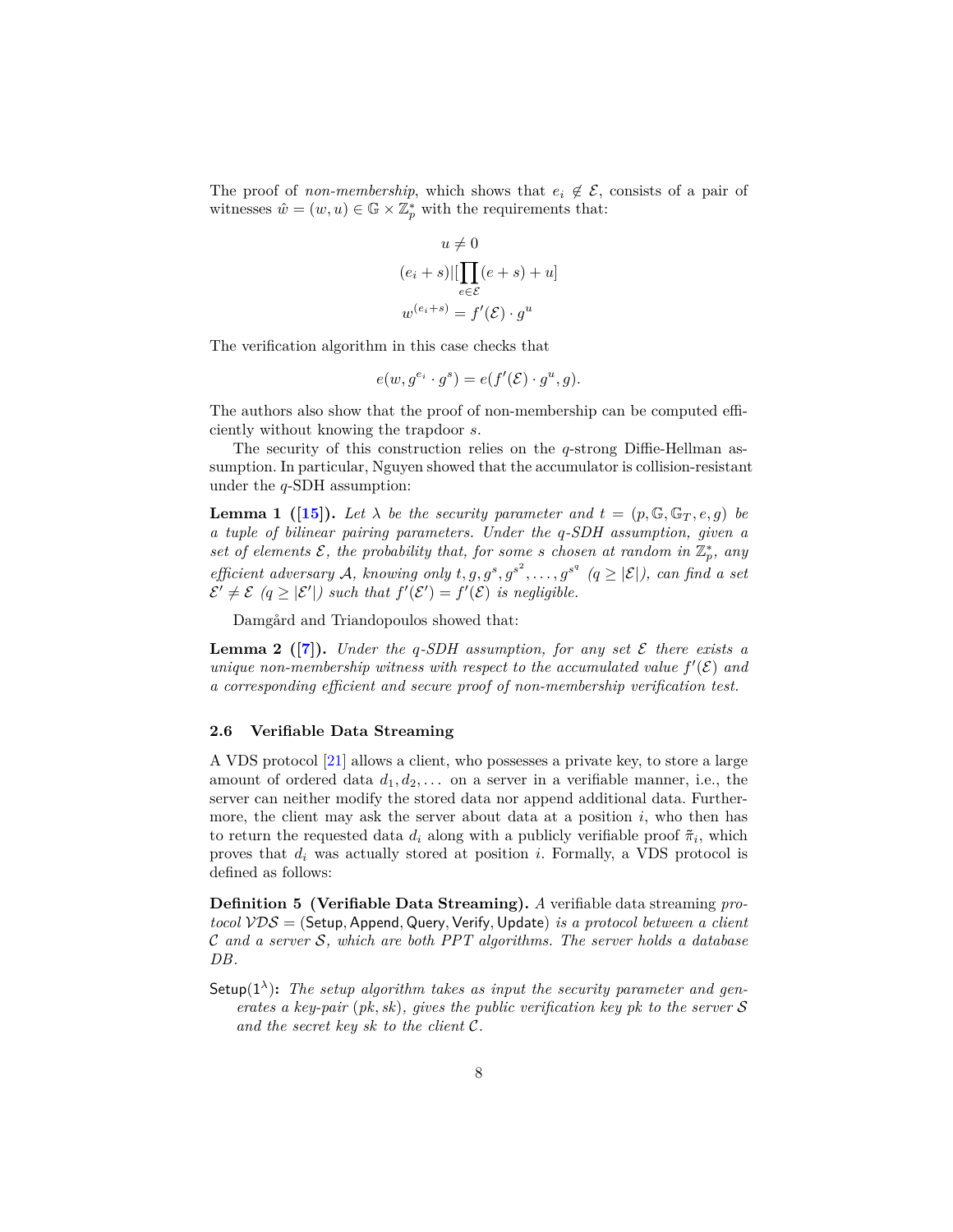The proof of *non-membership*, which shows that $e_i \notin \mathcal{E}$, consists of a pair of witnesses $\hat{w} = (w, u) \in \mathbb{G} \times \mathbb{Z}_p^*$ with the requirements that:

$$
\begin{aligned}
u &\neq 0 \\
(e_i + s) &| [\prod_{e \in \mathcal{E}} (e + s) + u] \\
w^{(e_i + s)} &= f'(\mathcal{E}) \cdot g^u
\end{aligned}
$$

The verification algorithm in this case checks that

$$e(w, g^{e_i} \cdot g^s) = e(f'(\mathcal{E}) \cdot g^u, g).$$

The authors also show that the proof of non-membership can be computed efficiently without knowing the trapdoor $s$.

The security of this construction relies on the $q$-strong Diffie-Hellman assumption. In particular, Nguyen showed that the accumulator is collision-resistant under the $q$-SDH assumption:

**Lemma 1 ([15]).** *Let $\lambda$ be the security parameter and $t = (p, \mathbb{G}, \mathbb{G}_T, e, g)$ be a tuple of bilinear pairing parameters. Under the $q$-SDH assumption, given a set of elements $\mathcal{E}$, the probability that, for some $s$ chosen at random in $\mathbb{Z}_p^*$, any efficient adversary $\mathcal{A}$, knowing only $t, g, g^s, g^{s^2}, \ldots, g^{s^q}$ ($q \geq |\mathcal{E}|$), can find a set $\mathcal{E}' \neq \mathcal{E}$ ($q \geq |\mathcal{E}'|$) such that $f'(\mathcal{E}') = f'(\mathcal{E})$ is negligible.*

Damgård and Triandopoulos showed that:

**Lemma 2 ([7]).** *Under the $q$-SDH assumption, for any set $\mathcal{E}$ there exists a unique non-membership witness with respect to the accumulated value $f'(\mathcal{E})$ and a corresponding efficient and secure proof of non-membership verification test.*

### 2.6 Verifiable Data Streaming

A VDS protocol [21] allows a client, who possesses a private key, to store a large amount of ordered data $d_1, d_2, \ldots$ on a server in a verifiable manner, i.e., the server can neither modify the stored data nor append additional data. Furthermore, the client may ask the server about data at a position $i$, who then has to return the requested data $d_i$ along with a publicly verifiable proof $\tilde{\pi}_i$, which proves that $d_i$ was actually stored at position $i$. Formally, a VDS protocol is defined as follows:

**Definition 5 (Verifiable Data Streaming).** *A* verifiable data streaming *protocol $\mathcal{VDS}$ = (Setup, Append, Query, Verify, Update) is a protocol between a client $\mathcal{C}$ and a server $\mathcal{S}$, which are both PPT algorithms. The server holds a database $DB$.*

**Setup($1^\lambda$):** *The setup algorithm takes as input the security parameter and generates a key-pair $(pk, sk)$, gives the public verification key $pk$ to the server $\mathcal{S}$ and the secret key $sk$ to the client $\mathcal{C}$.*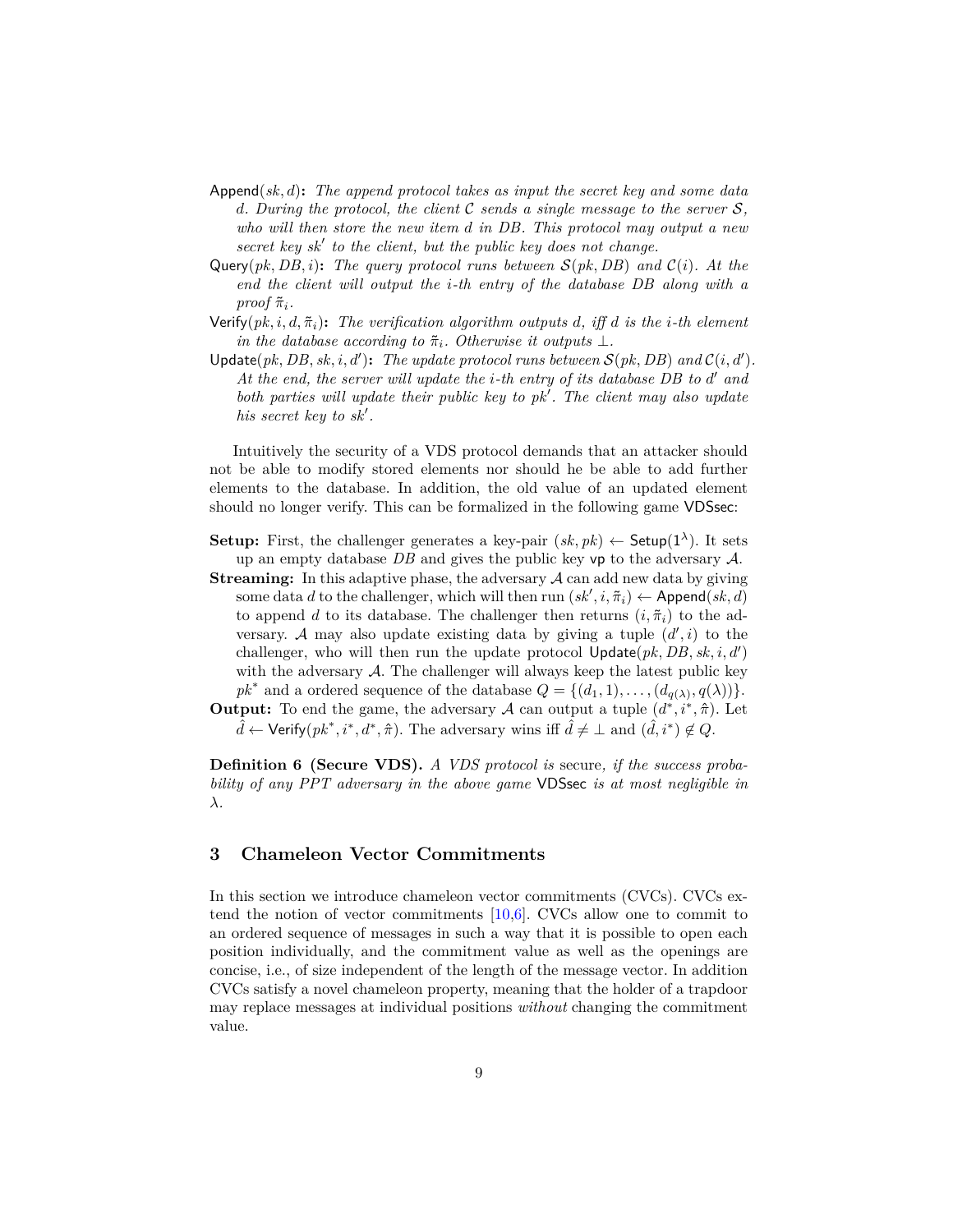$\mathsf{Append}(sk, d)$**:** *The append protocol takes as input the secret key and some data $d$. During the protocol, the client $\mathcal{C}$ sends a single message to the server $\mathcal{S}$, who will then store the new item $d$ in $DB$. This protocol may output a new secret key $sk'$ to the client, but the public key does not change.*

$\mathsf{Query}(pk, DB, i)$**:** *The query protocol runs between $\mathcal{S}(pk, DB)$ and $\mathcal{C}(i)$. At the end the client will output the $i$-th entry of the database $DB$ along with a proof $\tilde{\pi}_i$.*

$\mathsf{Verify}(pk, i, d, \tilde{\pi}_i)$**:** *The verification algorithm outputs $d$, iff $d$ is the $i$-th element in the database according to $\tilde{\pi}_i$. Otherwise it outputs $\perp$.*

$\mathsf{Update}(pk, DB, sk, i, d')$**:** *The update protocol runs between $\mathcal{S}(pk, DB)$ and $\mathcal{C}(i, d')$. At the end, the server will update the $i$-th entry of its database $DB$ to $d'$ and both parties will update their public key to $pk'$. The client may also update his secret key to $sk'$.*

Intuitively the security of a VDS protocol demands that an attacker should not be able to modify stored elements nor should he be able to add further elements to the database. In addition, the old value of an updated element should no longer verify. This can be formalized in the following game $\mathsf{VDSsec}$:

**Setup:** First, the challenger generates a key-pair $(sk, pk) \leftarrow \mathsf{Setup}(1^\lambda)$. It sets up an empty database $DB$ and gives the public key $\mathsf{vp}$ to the adversary $\mathcal{A}$.

**Streaming:** In this adaptive phase, the adversary $\mathcal{A}$ can add new data by giving some data $d$ to the challenger, which will then run $(sk', i, \tilde{\pi}_i) \leftarrow \mathsf{Append}(sk, d)$ to append $d$ to its database. The challenger then returns $(i, \tilde{\pi}_i)$ to the adversary. $\mathcal{A}$ may also update existing data by giving a tuple $(d', i)$ to the challenger, who will then run the update protocol $\mathsf{Update}(pk, DB, sk, i, d')$ with the adversary $\mathcal{A}$. The challenger will always keep the latest public key $pk^*$ and a ordered sequence of the database $Q = \{(d_1, 1), \ldots, (d_{q(\lambda)}, q(\lambda))\}$.

**Output:** To end the game, the adversary $\mathcal{A}$ can output a tuple $(d^*, i^*, \hat{\pi})$. Let $\hat{d} \leftarrow \mathsf{Verify}(pk^*, i^*, d^*, \hat{\pi})$. The adversary wins iff $\hat{d} \neq \perp$ and $(\hat{d}, i^*) \notin Q$.

**Definition 6 (Secure VDS).** *A VDS protocol is* secure*, if the success probability of any PPT adversary in the above game* $\mathsf{VDSsec}$ *is at most negligible in $\lambda$.*

## 3 Chameleon Vector Commitments

In this section we introduce chameleon vector commitments (CVCs). CVCs extend the notion of vector commitments [10,6]. CVCs allow one to commit to an ordered sequence of messages in such a way that it is possible to open each position individually, and the commitment value as well as the openings are concise, i.e., of size independent of the length of the message vector. In addition CVCs satisfy a novel chameleon property, meaning that the holder of a trapdoor may replace messages at individual positions *without* changing the commitment value.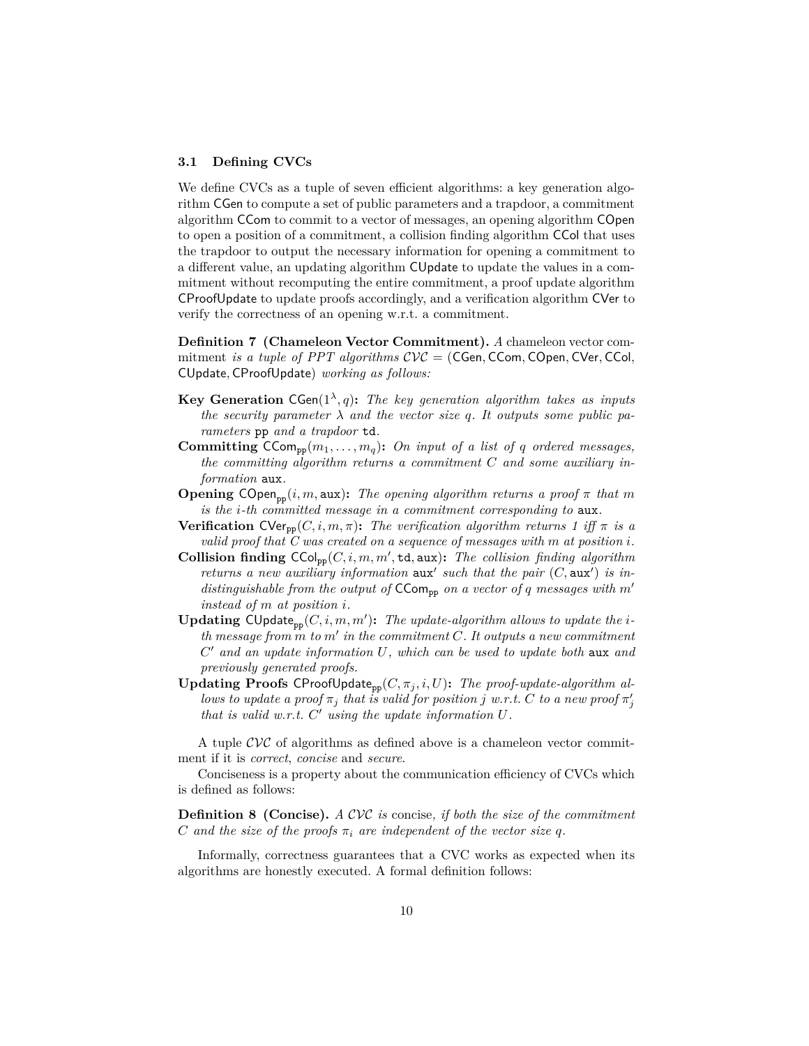### 3.1 Defining CVCs

We define CVCs as a tuple of seven efficient algorithms: a key generation algorithm CGen to compute a set of public parameters and a trapdoor, a commitment algorithm CCom to commit to a vector of messages, an opening algorithm COpen to open a position of a commitment, a collision finding algorithm CCol that uses the trapdoor to output the necessary information for opening a commitment to a different value, an updating algorithm CUpdate to update the values in a commitment without recomputing the entire commitment, a proof update algorithm CProofUpdate to update proofs accordingly, and a verification algorithm CVer to verify the correctness of an opening w.r.t. a commitment.

**Definition 7 (Chameleon Vector Commitment).** *A* chameleon vector commitment *is a tuple of PPT algorithms* $\mathcal{CVC} = (\mathsf{CGen}, \mathsf{CCom}, \mathsf{COpen}, \mathsf{CVer}, \mathsf{CCol}, \mathsf{CUpdate}, \mathsf{CProofUpdate})$ *working as follows:*

- **Key Generation** $\mathsf{CGen}(1^\lambda, q)$**:** *The key generation algorithm takes as inputs the security parameter* $\lambda$ *and the vector size* $q$*. It outputs some public parameters* $\mathtt{pp}$ *and a trapdoor* $\mathtt{td}$*.*
- **Committing** $\mathsf{CCom}_{\mathtt{pp}}(m_1, \ldots, m_q)$**:** *On input of a list of* $q$ *ordered messages, the committing algorithm returns a commitment* $C$ *and some auxiliary information* $\mathtt{aux}$*.*
- **Opening** $\mathsf{COpen}_{\mathtt{pp}}(i, m, \mathtt{aux})$**:** *The opening algorithm returns a proof* $\pi$ *that* $m$ *is the* $i$*-th committed message in a commitment corresponding to* $\mathtt{aux}$*.*
- **Verification** $\mathsf{CVer}_{\mathtt{pp}}(C, i, m, \pi)$**:** *The verification algorithm returns 1 iff* $\pi$ *is a valid proof that* $C$ *was created on a sequence of messages with* $m$ *at position* $i$*.*
- **Collision finding** $\mathsf{CCol}_{\mathtt{pp}}(C, i, m, m', \mathtt{td}, \mathtt{aux})$**:** *The collision finding algorithm returns a new auxiliary information* $\mathtt{aux}'$ *such that the pair* $(C, \mathtt{aux}')$ *is indistinguishable from the output of* $\mathsf{CCom}_{\mathtt{pp}}$ *on a vector of* $q$ *messages with* $m'$ *instead of* $m$ *at position* $i$*.*
- **Updating** $\mathsf{CUpdate}_{\mathtt{pp}}(C, i, m, m')$**:** *The update-algorithm allows to update the* $i$*-th message from* $m$ *to* $m'$ *in the commitment* $C$*. It outputs a new commitment* $C'$ *and an update information* $U$*, which can be used to update both* $\mathtt{aux}$ *and previously generated proofs.*
- **Updating Proofs** $\mathsf{CProofUpdate}_{\mathtt{pp}}(C, \pi_j, i, U)$**:** *The proof-update-algorithm allows to update a proof* $\pi_j$ *that is valid for position* $j$ *w.r.t.* $C$ *to a new proof* $\pi_j'$ *that is valid w.r.t.* $C'$ *using the update information* $U$*.*

A tuple $\mathcal{CVC}$ of algorithms as defined above is a chameleon vector commitment if it is *correct*, *concise* and *secure*.

Conciseness is a property about the communication efficiency of CVCs which is defined as follows:

**Definition 8 (Concise).** *A* $\mathcal{CVC}$ *is* concise*, if both the size of the commitment* $C$ *and the size of the proofs* $\pi_i$ *are independent of the vector size* $q$*.*

Informally, correctness guarantees that a CVC works as expected when its algorithms are honestly executed. A formal definition follows: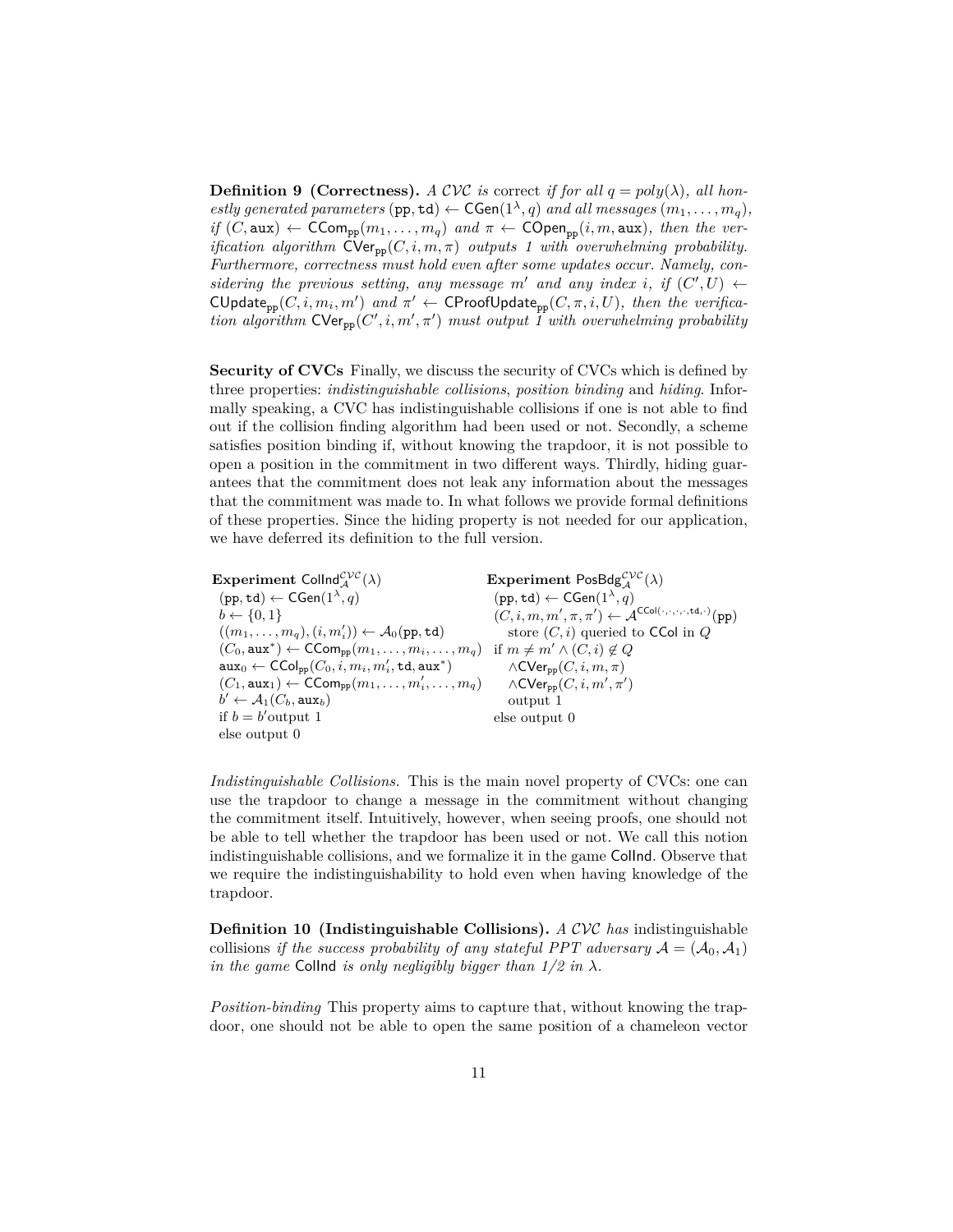**Definition 9 (Correctness).** *A $\mathcal{CVC}$ is* correct *if for all $q = poly(\lambda)$, all honestly generated parameters $(\mathtt{pp}, \mathtt{td}) \leftarrow \mathsf{CGen}(1^\lambda, q)$ and all messages $(m_1, \ldots, m_q)$, if $(C, \mathtt{aux}) \leftarrow \mathsf{CCom}_{\mathtt{pp}}(m_1, \ldots, m_q)$ and $\pi \leftarrow \mathsf{COpen}_{\mathtt{pp}}(i, m, \mathtt{aux})$, then the verification algorithm $\mathsf{CVer}_{\mathtt{pp}}(C, i, m, \pi)$ outputs 1 with overwhelming probability. Furthermore, correctness must hold even after some updates occur. Namely, considering the previous setting, any message $m'$ and any index $i$, if $(C', U) \leftarrow \mathsf{CUpdate}_{\mathtt{pp}}(C, i, m_i, m')$ and $\pi' \leftarrow \mathsf{CProofUpdate}_{\mathtt{pp}}(C, \pi, i, U)$, then the verification algorithm $\mathsf{CVer}_{\mathtt{pp}}(C', i, m', \pi')$ must output 1 with overwhelming probability*

**Security of CVCs** Finally, we discuss the security of CVCs which is defined by three properties: *indistinguishable collisions*, *position binding* and *hiding*. Informally speaking, a CVC has indistinguishable collisions if one is not able to find out if the collision finding algorithm had been used or not. Secondly, a scheme satisfies position binding if, without knowing the trapdoor, it is not possible to open a position in the commitment in two different ways. Thirdly, hiding guarantees that the commitment does not leak any information about the messages that the commitment was made to. In what follows we provide formal definitions of these properties. Since the hiding property is not needed for our application, we have deferred its definition to the full version.

**Experiment** $\mathsf{CollInd}_{\mathcal{A}}^{\mathcal{CVC}}(\lambda)$
- $(\mathtt{pp}, \mathtt{td}) \leftarrow \mathsf{CGen}(1^\lambda, q)$
- $b \leftarrow \{0, 1\}$
- $((m_1, \ldots, m_q), (i, m_i')) \leftarrow \mathcal{A}_0(\mathtt{pp}, \mathtt{td})$
- $(C_0, \mathtt{aux}^*) \leftarrow \mathsf{CCom}_{\mathtt{pp}}(m_1, \ldots, m_i, \ldots, m_q)$
- $\mathtt{aux}_0 \leftarrow \mathsf{CCol}_{\mathtt{pp}}(C_0, i, m_i, m_i', \mathtt{td}, \mathtt{aux}^*)$
- $(C_1, \mathtt{aux}_1) \leftarrow \mathsf{CCom}_{\mathtt{pp}}(m_1, \ldots, m_i', \ldots, m_q)$
- $b' \leftarrow \mathcal{A}_1(C_b, \mathtt{aux}_b)$
- if $b = b'$ output 1
- else output 0

**Experiment** $\mathsf{PosBdg}_{\mathcal{A}}^{\mathcal{CVC}}(\lambda)$
- $(\mathtt{pp}, \mathtt{td}) \leftarrow \mathsf{CGen}(1^\lambda, q)$
- $(C, i, m, m', \pi, \pi') \leftarrow \mathcal{A}^{\mathsf{CCol}(\cdot,\cdot,\cdot,\cdot,\mathtt{td},\cdot)}(\mathtt{pp})$
- store $(C, i)$ queried to $\mathsf{CCol}$ in $Q$
- if $m \neq m' \wedge (C, i) \notin Q$
- $\wedge \mathsf{CVer}_{\mathtt{pp}}(C, i, m, \pi)$
- $\wedge \mathsf{CVer}_{\mathtt{pp}}(C, i, m', \pi')$
- output 1
- else output 0

*Indistinguishable Collisions.* This is the main novel property of CVCs: one can use the trapdoor to change a message in the commitment without changing the commitment itself. Intuitively, however, when seeing proofs, one should not be able to tell whether the trapdoor has been used or not. We call this notion indistinguishable collisions, and we formalize it in the game $\mathsf{CollInd}$. Observe that we require the indistinguishability to hold even when having knowledge of the trapdoor.

**Definition 10 (Indistinguishable Collisions).** *A $\mathcal{CVC}$ has* indistinguishable collisions *if the success probability of any stateful PPT adversary $\mathcal{A} = (\mathcal{A}_0, \mathcal{A}_1)$ in the game $\mathsf{CollInd}$ is only negligibly bigger than 1/2 in $\lambda$.*

*Position-binding* This property aims to capture that, without knowing the trapdoor, one should not be able to open the same position of a chameleon vector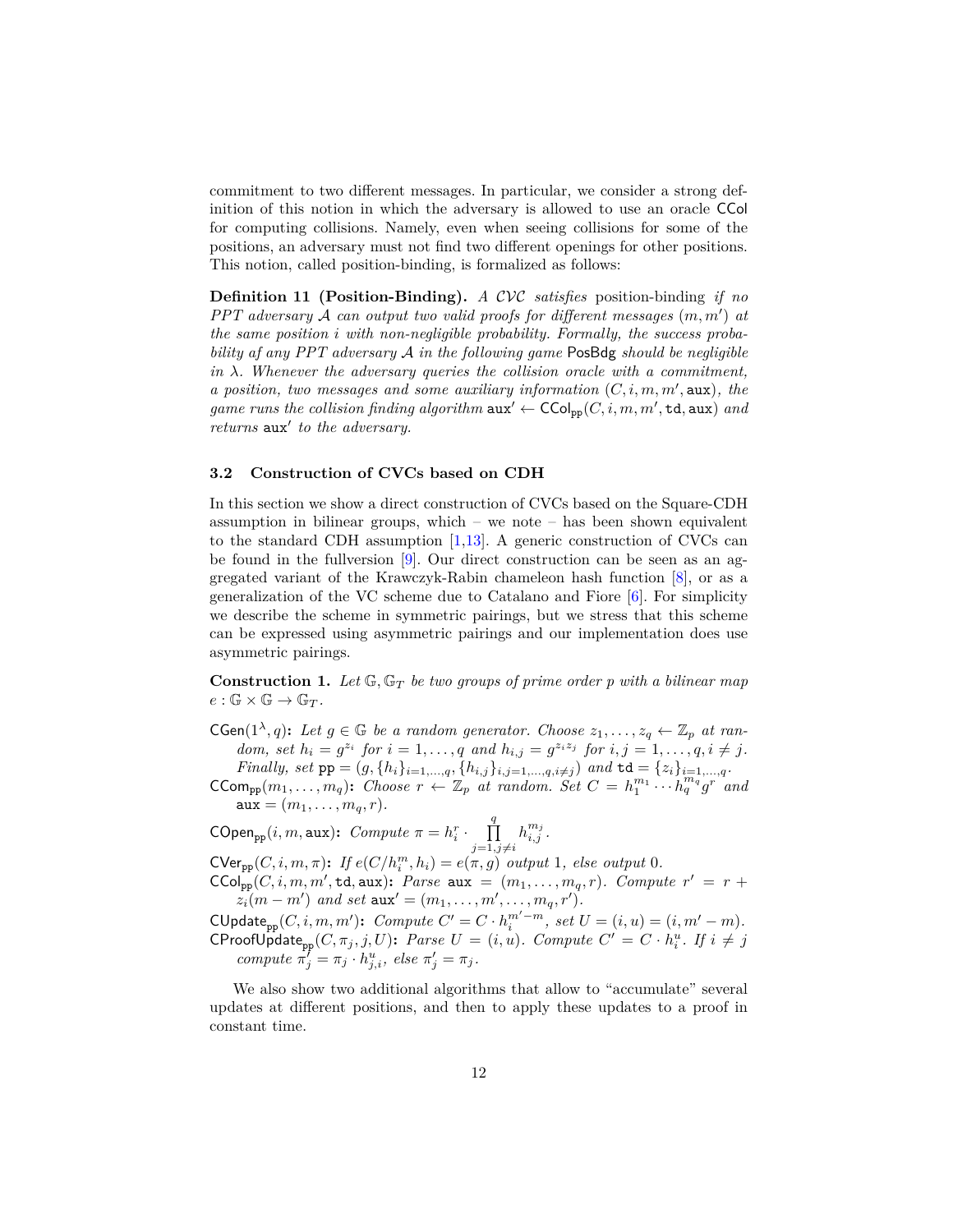commitment to two different messages. In particular, we consider a strong definition of this notion in which the adversary is allowed to use an oracle CCol for computing collisions. Namely, even when seeing collisions for some of the positions, an adversary must not find two different openings for other positions. This notion, called position-binding, is formalized as follows:

**Definition 11 (Position-Binding).** *A $\mathcal{CVC}$ satisfies* position-binding *if no PPT adversary $\mathcal{A}$ can output two valid proofs for different messages $(m, m')$ at the same position $i$ with non-negligible probability. Formally, the success probability af any PPT adversary $\mathcal{A}$ in the following game* PosBdg *should be negligible in $\lambda$. Whenever the adversary queries the collision oracle with a commitment, a position, two messages and some auxiliary information $(C, i, m, m', \mathtt{aux})$, the game runs the collision finding algorithm $\mathtt{aux}' \leftarrow \mathsf{CCol}_{\mathtt{pp}}(C, i, m, m', \mathtt{td}, \mathtt{aux})$ and returns $\mathtt{aux}'$ to the adversary.*

### 3.2 Construction of CVCs based on CDH

In this section we show a direct construction of CVCs based on the Square-CDH assumption in bilinear groups, which – we note – has been shown equivalent to the standard CDH assumption [1,13]. A generic construction of CVCs can be found in the fullversion [9]. Our direct construction can be seen as an aggregated variant of the Krawczyk-Rabin chameleon hash function [8], or as a generalization of the VC scheme due to Catalano and Fiore [6]. For simplicity we describe the scheme in symmetric pairings, but we stress that this scheme can be expressed using asymmetric pairings and our implementation does use asymmetric pairings.

**Construction 1.** *Let $\mathbb{G}, \mathbb{G}_T$ be two groups of prime order $p$ with a bilinear map $e : \mathbb{G} \times \mathbb{G} \rightarrow \mathbb{G}_T$.*

$\mathsf{CGen}(1^\lambda, q)$**:** *Let $g \in \mathbb{G}$ be a random generator. Choose $z_1, \ldots, z_q \leftarrow \mathbb{Z}_p$ at random, set $h_i = g^{z_i}$ for $i = 1, \ldots, q$ and $h_{i,j} = g^{z_i z_j}$ for $i, j = 1, \ldots, q, i \neq j$. Finally, set $\mathtt{pp} = (g, \{h_i\}_{i=1,\ldots,q}, \{h_{i,j}\}_{i,j=1,\ldots,q, i\neq j})$ and $\mathtt{td} = \{z_i\}_{i=1,\ldots,q}$.*

$\mathsf{CCom}_{\mathtt{pp}}(m_1, \ldots, m_q)$**:** *Choose $r \leftarrow \mathbb{Z}_p$ at random. Set $C = h_1^{m_1} \cdots h_q^{m_q} g^r$ and $\mathtt{aux} = (m_1, \ldots, m_q, r)$.*

$\mathsf{COpen}_{\mathtt{pp}}(i, m, \mathtt{aux})$**:** *Compute $\pi = h_i^r \cdot \prod_{j=1, j\neq i}^{q} h_{i,j}^{m_j}$.*

$\mathsf{CVer}_{\mathtt{pp}}(C, i, m, \pi)$**:** *If $e(C/h_i^m, h_i) = e(\pi, g)$ output 1, else output 0.*

$\mathsf{CCol}_{\mathtt{pp}}(C, i, m, m', \mathtt{td}, \mathtt{aux})$**:** *Parse $\mathtt{aux} = (m_1, \ldots, m_q, r)$. Compute $r' = r + z_i(m - m')$ and set $\mathtt{aux}' = (m_1, \ldots, m', \ldots, m_q, r')$.*

$\mathsf{CUpdate}_{\mathtt{pp}}(C, i, m, m')$**:** *Compute $C' = C \cdot h_i^{m'-m}$, set $U = (i, u) = (i, m' - m)$.*

$\mathsf{CProofUpdate}_{\mathtt{pp}}(C, \pi_j, j, U)$**:** *Parse $U = (i, u)$. Compute $C' = C \cdot h_i^u$. If $i \neq j$ compute $\pi_j' = \pi_j \cdot h_{j,i}^u$, else $\pi_j' = \pi_j$.*

We also show two additional algorithms that allow to "accumulate" several updates at different positions, and then to apply these updates to a proof in constant time.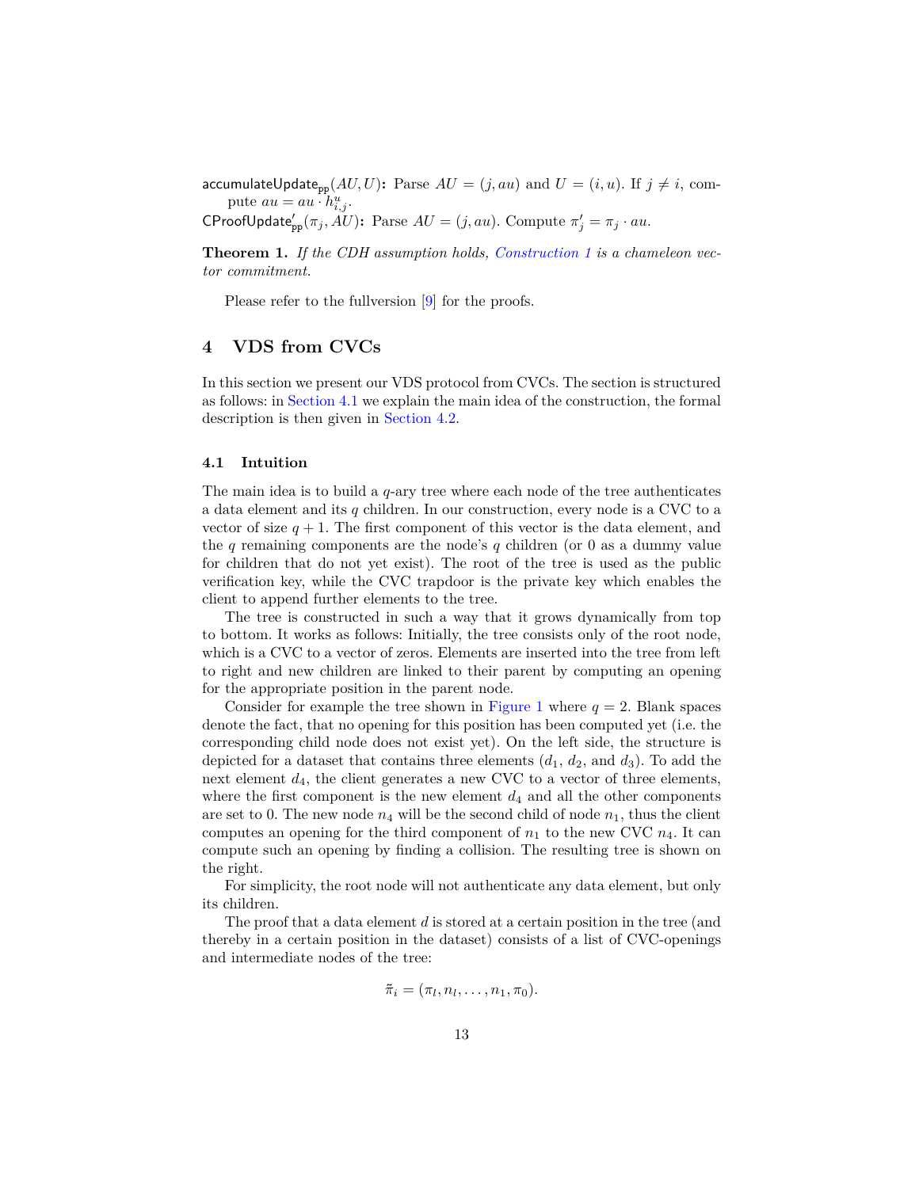$\mathsf{accumulateUpdate}_{\mathsf{pp}}(AU, U)$**:** Parse $AU = (j, au)$ and $U = (i, u)$. If $j \neq i$, compute $au = au \cdot h_{i,j}^{u}$.

$\mathsf{CProofUpdate}'_{\mathsf{pp}}(\pi_j, AU)$**:** Parse $AU = (j, au)$. Compute $\pi'_j = \pi_j \cdot au$.

**Theorem 1.** *If the CDH assumption holds, Construction 1 is a chameleon vector commitment.*

Please refer to the fullversion [9] for the proofs.

## 4 VDS from CVCs

In this section we present our VDS protocol from CVCs. The section is structured as follows: in Section 4.1 we explain the main idea of the construction, the formal description is then given in Section 4.2.

### 4.1 Intuition

The main idea is to build a $q$-ary tree where each node of the tree authenticates a data element and its $q$ children. In our construction, every node is a CVC to a vector of size $q + 1$. The first component of this vector is the data element, and the $q$ remaining components are the node's $q$ children (or 0 as a dummy value for children that do not yet exist). The root of the tree is used as the public verification key, while the CVC trapdoor is the private key which enables the client to append further elements to the tree.

The tree is constructed in such a way that it grows dynamically from top to bottom. It works as follows: Initially, the tree consists only of the root node, which is a CVC to a vector of zeros. Elements are inserted into the tree from left to right and new children are linked to their parent by computing an opening for the appropriate position in the parent node.

Consider for example the tree shown in Figure 1 where $q = 2$. Blank spaces denote the fact, that no opening for this position has been computed yet (i.e. the corresponding child node does not exist yet). On the left side, the structure is depicted for a dataset that contains three elements ($d_1$, $d_2$, and $d_3$). To add the next element $d_4$, the client generates a new CVC to a vector of three elements, where the first component is the new element $d_4$ and all the other components are set to 0. The new node $n_4$ will be the second child of node $n_1$, thus the client computes an opening for the third component of $n_1$ to the new CVC $n_4$. It can compute such an opening by finding a collision. The resulting tree is shown on the right.

For simplicity, the root node will not authenticate any data element, but only its children.

The proof that a data element $d$ is stored at a certain position in the tree (and thereby in a certain position in the dataset) consists of a list of CVC-openings and intermediate nodes of the tree:

$$\tilde{\pi}_i = (\pi_l, n_l, \ldots, n_1, \pi_0).$$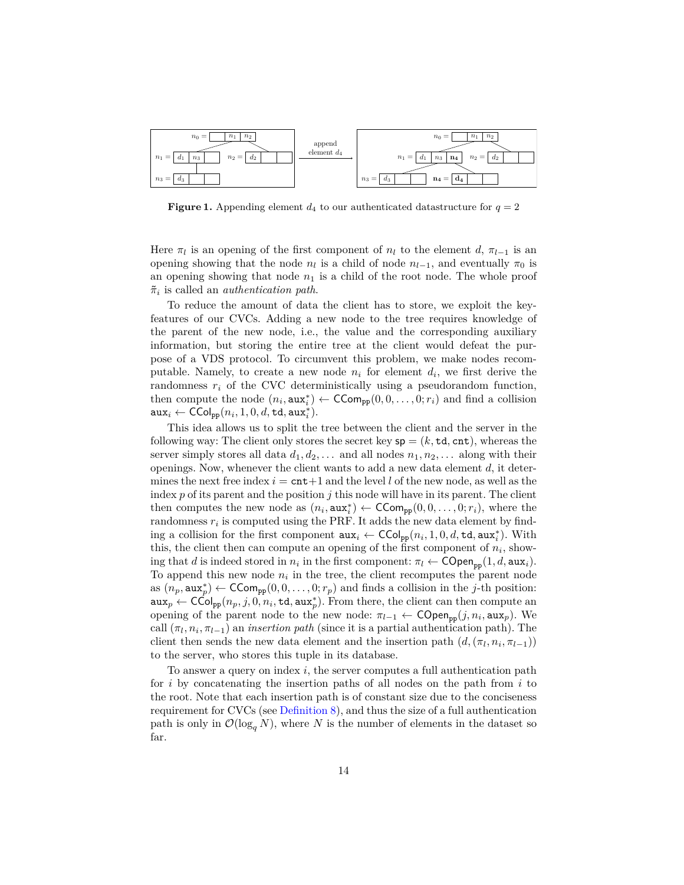**Figure 1.** Appending element $d_4$ to our authenticated datastructure for $q = 2$

Here $\pi_l$ is an opening of the first component of $n_l$ to the element $d$, $\pi_{l-1}$ is an opening showing that the node $n_l$ is a child of node $n_{l-1}$, and eventually $\pi_0$ is an opening showing that node $n_1$ is a child of the root node. The whole proof $\tilde{\pi}_i$ is called an *authentication path*.

To reduce the amount of data the client has to store, we exploit the key-features of our CVCs. Adding a new node to the tree requires knowledge of the parent of the new node, i.e., the value and the corresponding auxiliary information, but storing the entire tree at the client would defeat the purpose of a VDS protocol. To circumvent this problem, we make nodes recomputable. Namely, to create a new node $n_i$ for element $d_i$, we first derive the randomness $r_i$ of the CVC deterministically using a pseudorandom function, then compute the node $(n_i, \mathtt{aux}_i^*) \leftarrow \mathsf{CCom}_{\mathtt{pp}}(0, 0, \ldots, 0; r_i)$ and find a collision $\mathtt{aux}_i \leftarrow \mathsf{CCol}_{\mathtt{pp}}(n_i, 1, 0, d, \mathtt{td}, \mathtt{aux}_i^*)$.

This idea allows us to split the tree between the client and the server in the following way: The client only stores the secret key $\mathtt{sp} = (k, \mathtt{td}, \mathtt{cnt})$, whereas the server simply stores all data $d_1, d_2, \ldots$ and all nodes $n_1, n_2, \ldots$ along with their openings. Now, whenever the client wants to add a new data element $d$, it determines the next free index $i = \mathtt{cnt}+1$ and the level $l$ of the new node, as well as the index $p$ of its parent and the position $j$ this node will have in its parent. The client then computes the new node as $(n_i, \mathtt{aux}_i^*) \leftarrow \mathsf{CCom}_{\mathtt{pp}}(0, 0, \ldots, 0; r_i)$, where the randomness $r_i$ is computed using the PRF. It adds the new data element by finding a collision for the first component $\mathtt{aux}_i \leftarrow \mathsf{CCol}_{\mathtt{pp}}(n_i, 1, 0, d, \mathtt{td}, \mathtt{aux}_i^*)$. With this, the client then can compute an opening of the first component of $n_i$, showing that $d$ is indeed stored in $n_i$ in the first component: $\pi_l \leftarrow \mathsf{COpen}_{\mathtt{pp}}(1, d, \mathtt{aux}_i)$. To append this new node $n_i$ in the tree, the client recomputes the parent node as $(n_p, \mathtt{aux}_p^*) \leftarrow \mathsf{CCom}_{\mathtt{pp}}(0, 0, \ldots, 0; r_p)$ and finds a collision in the $j$-th position: $\mathtt{aux}_p \leftarrow \mathsf{CCol}_{\mathtt{pp}}(n_p, j, 0, n_i, \mathtt{td}, \mathtt{aux}_p^*)$. From there, the client can then compute an opening of the parent node to the new node: $\pi_{l-1} \leftarrow \mathsf{COpen}_{\mathtt{pp}}(j, n_i, \mathtt{aux}_p)$. We call $(\pi_l, n_i, \pi_{l-1})$ an *insertion path* (since it is a partial authentication path). The client then sends the new data element and the insertion path $(d, (\pi_l, n_i, \pi_{l-1}))$ to the server, who stores this tuple in its database.

To answer a query on index $i$, the server computes a full authentication path for $i$ by concatenating the insertion paths of all nodes on the path from $i$ to the root. Note that each insertion path is of constant size due to the conciseness requirement for CVCs (see Definition 8), and thus the size of a full authentication path is only in $\mathcal{O}(\log_q N)$, where $N$ is the number of elements in the dataset so far.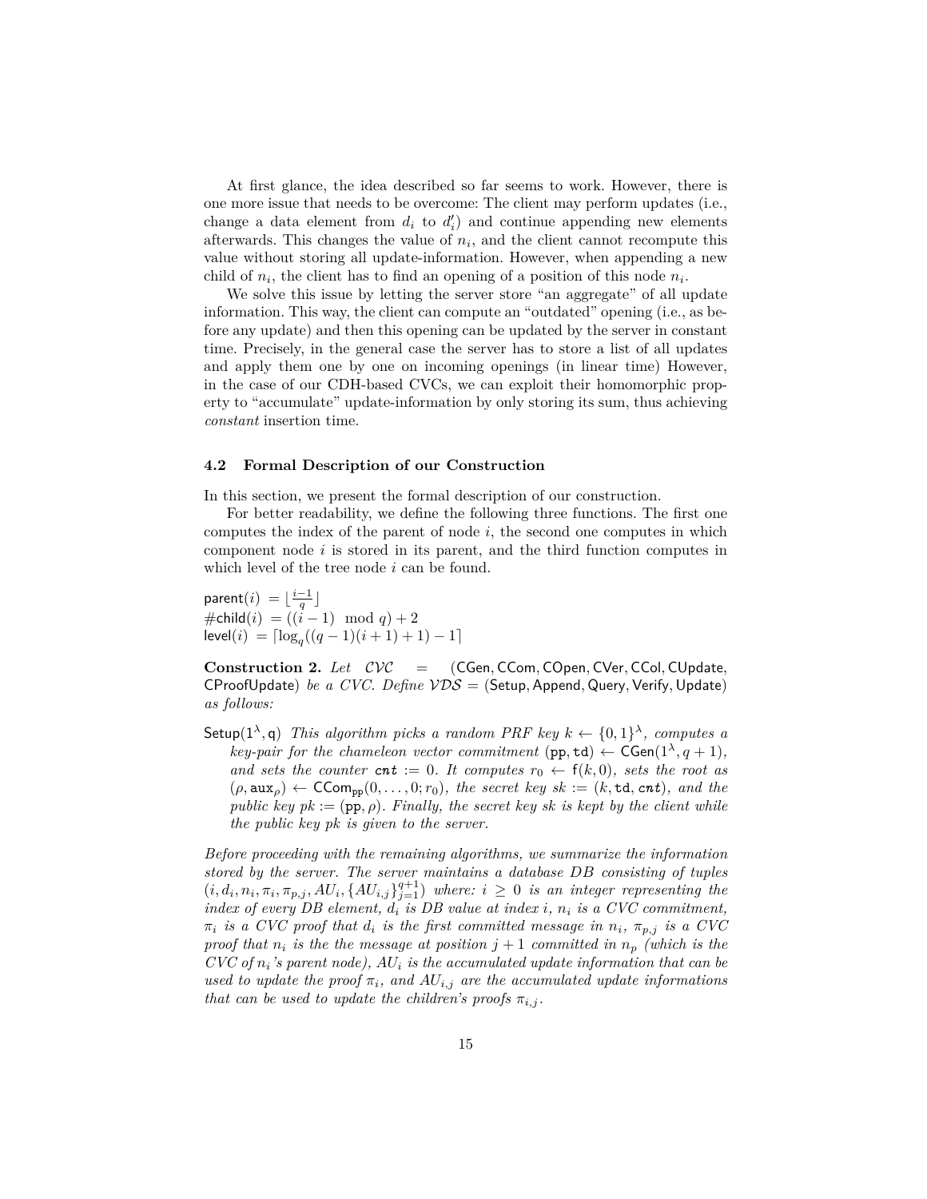At first glance, the idea described so far seems to work. However, there is one more issue that needs to be overcome: The client may perform updates (i.e., change a data element from $d_i$ to $d_i'$) and continue appending new elements afterwards. This changes the value of $n_i$, and the client cannot recompute this value without storing all update-information. However, when appending a new child of $n_i$, the client has to find an opening of a position of this node $n_i$.

We solve this issue by letting the server store "an aggregate" of all update information. This way, the client can compute an "outdated" opening (i.e., as before any update) and then this opening can be updated by the server in constant time. Precisely, in the general case the server has to store a list of all updates and apply them one by one on incoming openings (in linear time) However, in the case of our CDH-based CVCs, we can exploit their homomorphic property to "accumulate" update-information by only storing its sum, thus achieving *constant* insertion time.

### 4.2 Formal Description of our Construction

In this section, we present the formal description of our construction.

For better readability, we define the following three functions. The first one computes the index of the parent of node $i$, the second one computes in which component node $i$ is stored in its parent, and the third function computes in which level of the tree node $i$ can be found.

$$\mathsf{parent}(i) = \lfloor \tfrac{i-1}{q} \rfloor$$
$$\#\mathsf{child}(i) = ((i-1) \mod q) + 2$$
$$\mathsf{level}(i) = \lceil \log_q((q-1)(i+1)+1) - 1 \rceil$$

**Construction 2.** *Let* $\mathcal{CVC} = (\mathsf{CGen}, \mathsf{CCom}, \mathsf{COpen}, \mathsf{CVer}, \mathsf{CCol}, \mathsf{CUpdate}, \mathsf{CProofUpdate})$ *be a CVC. Define* $\mathcal{VDS} = (\mathsf{Setup}, \mathsf{Append}, \mathsf{Query}, \mathsf{Verify}, \mathsf{Update})$ *as follows:*

$\mathsf{Setup}(1^\lambda, \mathsf{q})$ *This algorithm picks a random PRF key* $k \leftarrow \{0,1\}^\lambda$*, computes a key-pair for the chameleon vector commitment* $(\mathtt{pp}, \mathtt{td}) \leftarrow \mathsf{CGen}(1^\lambda, q+1)$*, and sets the counter* $\mathtt{cnt} := 0$*. It computes* $r_0 \leftarrow \mathsf{f}(k, 0)$*, sets the root as* $(\rho, \mathsf{aux}_\rho) \leftarrow \mathsf{CCom}_{\mathtt{pp}}(0, \ldots, 0; r_0)$*, the secret key* $sk := (k, \mathtt{td}, \mathtt{cnt})$*, and the public key* $pk := (\mathtt{pp}, \rho)$*. Finally, the secret key sk is kept by the client while the public key pk is given to the server.*

*Before proceeding with the remaining algorithms, we summarize the information stored by the server. The server maintains a database DB consisting of tuples* $(i, d_i, n_i, \pi_i, \pi_{p,j}, AU_i, \{AU_{i,j}\}_{j=1}^{q+1})$ *where:* $i \geq 0$ *is an integer representing the index of every DB element,* $d_i$ *is DB value at index* $i$*,* $n_i$ *is a CVC commitment,* $\pi_i$ *is a CVC proof that* $d_i$ *is the first committed message in* $n_i$*,* $\pi_{p,j}$ *is a CVC proof that* $n_i$ *is the the message at position* $j+1$ *committed in* $n_p$ *(which is the CVC of* $n_i$*'s parent node),* $AU_i$ *is the accumulated update information that can be used to update the proof* $\pi_i$*, and* $AU_{i,j}$ *are the accumulated update informations that can be used to update the children's proofs* $\pi_{i,j}$*.*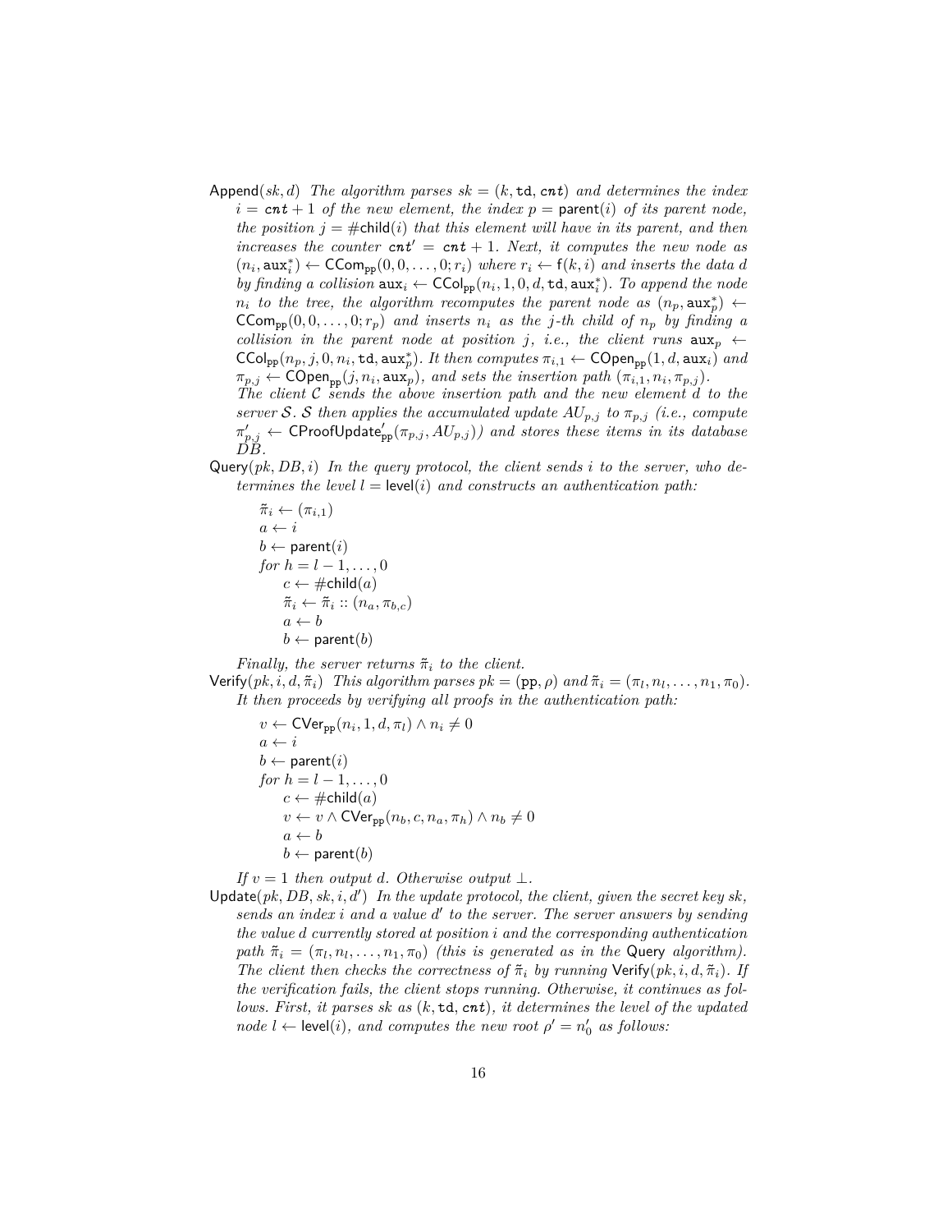Append$(sk, d)$ *The algorithm parses* $sk = (k, \mathtt{td}, \mathit{cnt})$ *and determines the index* $i = \mathit{cnt} + 1$ *of the new element, the index* $p = \mathsf{parent}(i)$ *of its parent node, the position* $j = \#\mathsf{child}(i)$ *that this element will have in its parent, and then increases the counter* $\mathit{cnt}' = \mathit{cnt} + 1$*. Next, it computes the new node as* $(n_i, \mathtt{aux}_i^*) \leftarrow \mathsf{CCom}_{\mathsf{pp}}(0, 0, \ldots, 0; r_i)$ *where* $r_i \leftarrow \mathsf{f}(k, i)$ *and inserts the data* $d$ *by finding a collision* $\mathtt{aux}_i \leftarrow \mathsf{CCol}_{\mathsf{pp}}(n_i, 1, 0, d, \mathtt{td}, \mathtt{aux}_i^*)$*. To append the node* $n_i$ *to the tree, the algorithm recomputes the parent node as* $(n_p, \mathtt{aux}_p^*) \leftarrow \mathsf{CCom}_{\mathsf{pp}}(0, 0, \ldots, 0; r_p)$ *and inserts* $n_i$ *as the* $j$*-th child of* $n_p$ *by finding a collision in the parent node at position* $j$*, i.e., the client runs* $\mathtt{aux}_p \leftarrow \mathsf{CCol}_{\mathsf{pp}}(n_p, j, 0, n_i, \mathtt{td}, \mathtt{aux}_p^*)$*. It then computes* $\pi_{i,1} \leftarrow \mathsf{COpen}_{\mathsf{pp}}(1, d, \mathtt{aux}_i)$ *and* $\pi_{p,j} \leftarrow \mathsf{COpen}_{\mathsf{pp}}(j, n_i, \mathtt{aux}_p)$*, and sets the insertion path* $(\pi_{i,1}, n_i, \pi_{p,j})$*.*
*The client* $\mathcal{C}$ *sends the above insertion path and the new element* $d$ *to the server* $\mathcal{S}$*.* $\mathcal{S}$ *then applies the accumulated update* $AU_{p,j}$ *to* $\pi_{p,j}$ *(i.e., compute* $\pi'_{p,j} \leftarrow \mathsf{CProofUpdate}'_{\mathsf{pp}}(\pi_{p,j}, AU_{p,j})$*) and stores these items in its database* $DB$*.*

Query$(pk, DB, i)$ *In the query protocol, the client sends* $i$ *to the server, who determines the level* $l = \mathsf{level}(i)$ *and constructs an authentication path:*

$\tilde{\pi}_i \leftarrow (\pi_{i,1})$
$a \leftarrow i$
$b \leftarrow \mathsf{parent}(i)$
*for* $h = l - 1, \ldots, 0$
  $c \leftarrow \#\mathsf{child}(a)$
  $\tilde{\pi}_i \leftarrow \tilde{\pi}_i :: (n_a, \pi_{b,c})$
  $a \leftarrow b$
  $b \leftarrow \mathsf{parent}(b)$

*Finally, the server returns* $\tilde{\pi}_i$ *to the client.*

Verify$(pk, i, d, \tilde{\pi}_i)$ *This algorithm parses* $pk = (\mathsf{pp}, \rho)$ *and* $\tilde{\pi}_i = (\pi_l, n_l, \ldots, n_1, \pi_0)$*. It then proceeds by verifying all proofs in the authentication path:*

$v \leftarrow \mathsf{CVer}_{\mathsf{pp}}(n_i, 1, d, \pi_l) \wedge n_i \neq 0$
$a \leftarrow i$
$b \leftarrow \mathsf{parent}(i)$
*for* $h = l - 1, \ldots, 0$
  $c \leftarrow \#\mathsf{child}(a)$
  $v \leftarrow v \wedge \mathsf{CVer}_{\mathsf{pp}}(n_b, c, n_a, \pi_h) \wedge n_b \neq 0$
  $a \leftarrow b$
  $b \leftarrow \mathsf{parent}(b)$

*If* $v = 1$ *then output* $d$*. Otherwise output* $\perp$*.*

Update$(pk, DB, sk, i, d')$ *In the update protocol, the client, given the secret key* $sk$*, sends an index* $i$ *and a value* $d'$ *to the server. The server answers by sending the value* $d$ *currently stored at position* $i$ *and the corresponding authentication path* $\tilde{\pi}_i = (\pi_l, n_l, \ldots, n_1, \pi_0)$ *(this is generated as in the* Query *algorithm). The client then checks the correctness of* $\tilde{\pi}_i$ *by running* $\mathsf{Verify}(pk, i, d, \tilde{\pi}_i)$*. If the verification fails, the client stops running. Otherwise, it continues as follows. First, it parses* $sk$ *as* $(k, \mathtt{td}, \mathit{cnt})$*, it determines the level of the updated node* $l \leftarrow \mathsf{level}(i)$*, and computes the new root* $\rho' = n'_0$ *as follows:*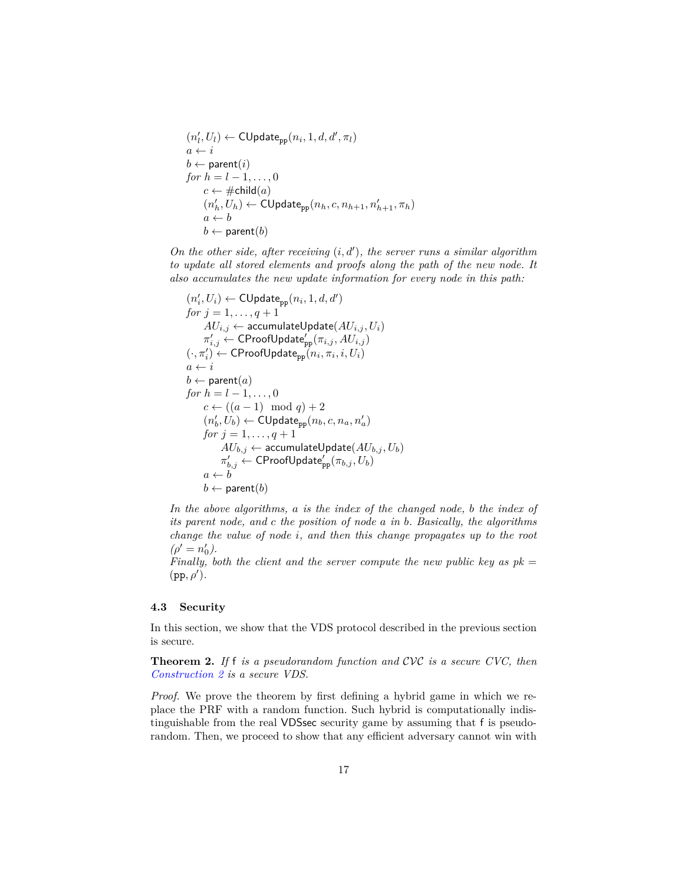$(n'_l, U_l) \leftarrow \mathsf{CUpdate}_{\mathsf{pp}}(n_i, 1, d, d', \pi_l)$
$a \leftarrow i$
$b \leftarrow \mathsf{parent}(i)$
*for* $h = l-1, \ldots, 0$
    $c \leftarrow \#\mathsf{child}(a)$
    $(n'_h, U_h) \leftarrow \mathsf{CUpdate}_{\mathsf{pp}}(n_h, c, n_{h+1}, n'_{h+1}, \pi_h)$
    $a \leftarrow b$
    $b \leftarrow \mathsf{parent}(b)$

*On the other side, after receiving $(i, d')$, the server runs a similar algorithm to update all stored elements and proofs along the path of the new node. It also accumulates the new update information for every node in this path:*

$(n'_i, U_i) \leftarrow \mathsf{CUpdate}_{\mathsf{pp}}(n_i, 1, d, d')$
*for* $j = 1, \ldots, q+1$
    $AU_{i,j} \leftarrow \mathsf{accumulateUpdate}(AU_{i,j}, U_i)$
    $\pi'_{i,j} \leftarrow \mathsf{CProofUpdate}'_{\mathsf{pp}}(\pi_{i,j}, AU_{i,j})$
$(\cdot, \pi'_i) \leftarrow \mathsf{CProofUpdate}_{\mathsf{pp}}(n_i, \pi_i, i, U_i)$
$a \leftarrow i$
$b \leftarrow \mathsf{parent}(a)$
*for* $h = l-1, \ldots, 0$
    $c \leftarrow ((a-1) \mod q) + 2$
    $(n'_b, U_b) \leftarrow \mathsf{CUpdate}_{\mathsf{pp}}(n_b, c, n_a, n'_a)$
    *for* $j = 1, \ldots, q+1$
        $AU_{b,j} \leftarrow \mathsf{accumulateUpdate}(AU_{b,j}, U_b)$
        $\pi'_{b,j} \leftarrow \mathsf{CProofUpdate}'_{\mathsf{pp}}(\pi_{b,j}, U_b)$
    $a \leftarrow b$
    $b \leftarrow \mathsf{parent}(b)$

*In the above algorithms, $a$ is the index of the changed node, $b$ the index of its parent node, and $c$ the position of node $a$ in $b$. Basically, the algorithms change the value of node $i$, and then this change propagates up to the root ($\rho' = n'_0$).*
*Finally, both the client and the server compute the new public key as $pk = (\mathsf{pp}, \rho')$.*

### 4.3 Security

In this section, we show that the VDS protocol described in the previous section is secure.

**Theorem 2.** *If $\mathsf{f}$ is a pseudorandom function and $\mathcal{CVC}$ is a secure CVC, then Construction 2 is a secure VDS.*

*Proof.* We prove the theorem by first defining a hybrid game in which we replace the PRF with a random function. Such hybrid is computationally indistinguishable from the real $\mathsf{VDSsec}$ security game by assuming that $\mathsf{f}$ is pseudorandom. Then, we proceed to show that any efficient adversary cannot win with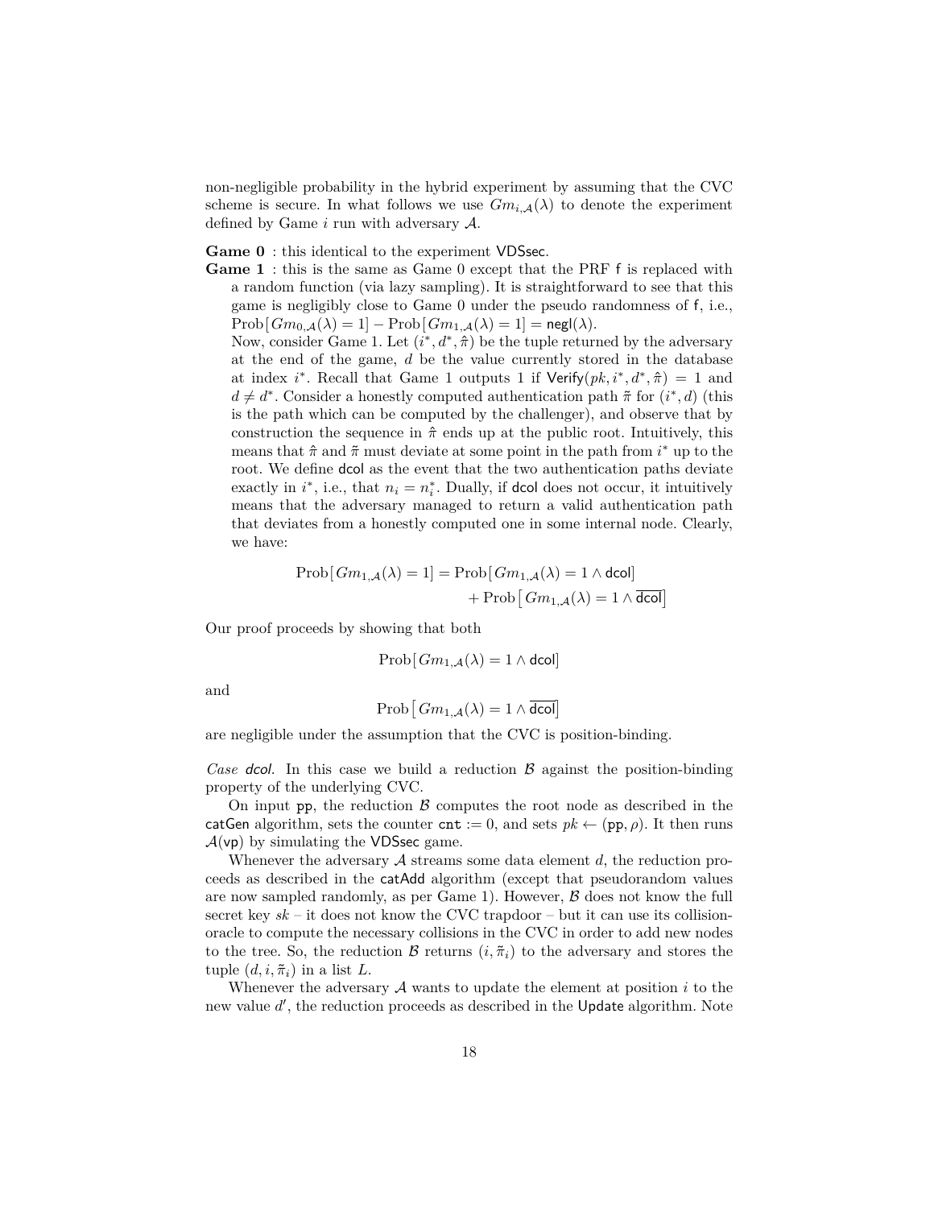non-negligible probability in the hybrid experiment by assuming that the CVC scheme is secure. In what follows we use $Gm_{i,\mathcal{A}}(\lambda)$ to denote the experiment defined by Game $i$ run with adversary $\mathcal{A}$.

**Game 0** : this identical to the experiment $\mathsf{VDSsec}$.

**Game 1** : this is the same as Game 0 except that the PRF $\mathsf{f}$ is replaced with a random function (via lazy sampling). It is straightforward to see that this game is negligibly close to Game 0 under the pseudo randomness of $\mathsf{f}$, i.e., $\mathrm{Prob}[\,Gm_{0,\mathcal{A}}(\lambda) = 1] - \mathrm{Prob}[\,Gm_{1,\mathcal{A}}(\lambda) = 1] = \mathsf{negl}(\lambda)$.

Now, consider Game 1. Let $(i^*, d^*, \hat{\pi})$ be the tuple returned by the adversary at the end of the game, $d$ be the value currently stored in the database at index $i^*$. Recall that Game 1 outputs 1 if $\mathsf{Verify}(pk, i^*, d^*, \hat{\pi}) = 1$ and $d \neq d^*$. Consider a honestly computed authentication path $\tilde{\pi}$ for $(i^*, d)$ (this is the path which can be computed by the challenger), and observe that by construction the sequence in $\hat{\pi}$ ends up at the public root. Intuitively, this means that $\hat{\pi}$ and $\tilde{\pi}$ must deviate at some point in the path from $i^*$ up to the root. We define $\mathsf{dcol}$ as the event that the two authentication paths deviate exactly in $i^*$, i.e., that $n_i = n_i^*$. Dually, if $\mathsf{dcol}$ does not occur, it intuitively means that the adversary managed to return a valid authentication path that deviates from a honestly computed one in some internal node. Clearly, we have:

$$\mathrm{Prob}[\,Gm_{1,\mathcal{A}}(\lambda) = 1] = \mathrm{Prob}[\,Gm_{1,\mathcal{A}}(\lambda) = 1 \wedge \mathsf{dcol}] + \mathrm{Prob}\left[\,Gm_{1,\mathcal{A}}(\lambda) = 1 \wedge \overline{\mathsf{dcol}}\right]$$

Our proof proceeds by showing that both

$$\mathrm{Prob}[\,Gm_{1,\mathcal{A}}(\lambda) = 1 \wedge \mathsf{dcol}]$$

and

$$\mathrm{Prob}\left[\,Gm_{1,\mathcal{A}}(\lambda) = 1 \wedge \overline{\mathsf{dcol}}\right]$$

are negligible under the assumption that the CVC is position-binding.

*Case $\mathsf{dcol}$.* In this case we build a reduction $\mathcal{B}$ against the position-binding property of the underlying CVC.

On input $\mathsf{pp}$, the reduction $\mathcal{B}$ computes the root node as described in the $\mathsf{catGen}$ algorithm, sets the counter $\mathtt{cnt} := 0$, and sets $pk \leftarrow (\mathsf{pp}, \rho)$. It then runs $\mathcal{A}(\mathsf{vp})$ by simulating the $\mathsf{VDSsec}$ game.

Whenever the adversary $\mathcal{A}$ streams some data element $d$, the reduction proceeds as described in the $\mathsf{catAdd}$ algorithm (except that pseudorandom values are now sampled randomly, as per Game 1). However, $\mathcal{B}$ does not know the full secret key $sk$ – it does not know the CVC trapdoor – but it can use its collision-oracle to compute the necessary collisions in the CVC in order to add new nodes to the tree. So, the reduction $\mathcal{B}$ returns $(i, \tilde{\pi}_i)$ to the adversary and stores the tuple $(d, i, \tilde{\pi}_i)$ in a list $L$.

Whenever the adversary $\mathcal{A}$ wants to update the element at position $i$ to the new value $d'$, the reduction proceeds as described in the $\mathsf{Update}$ algorithm. Note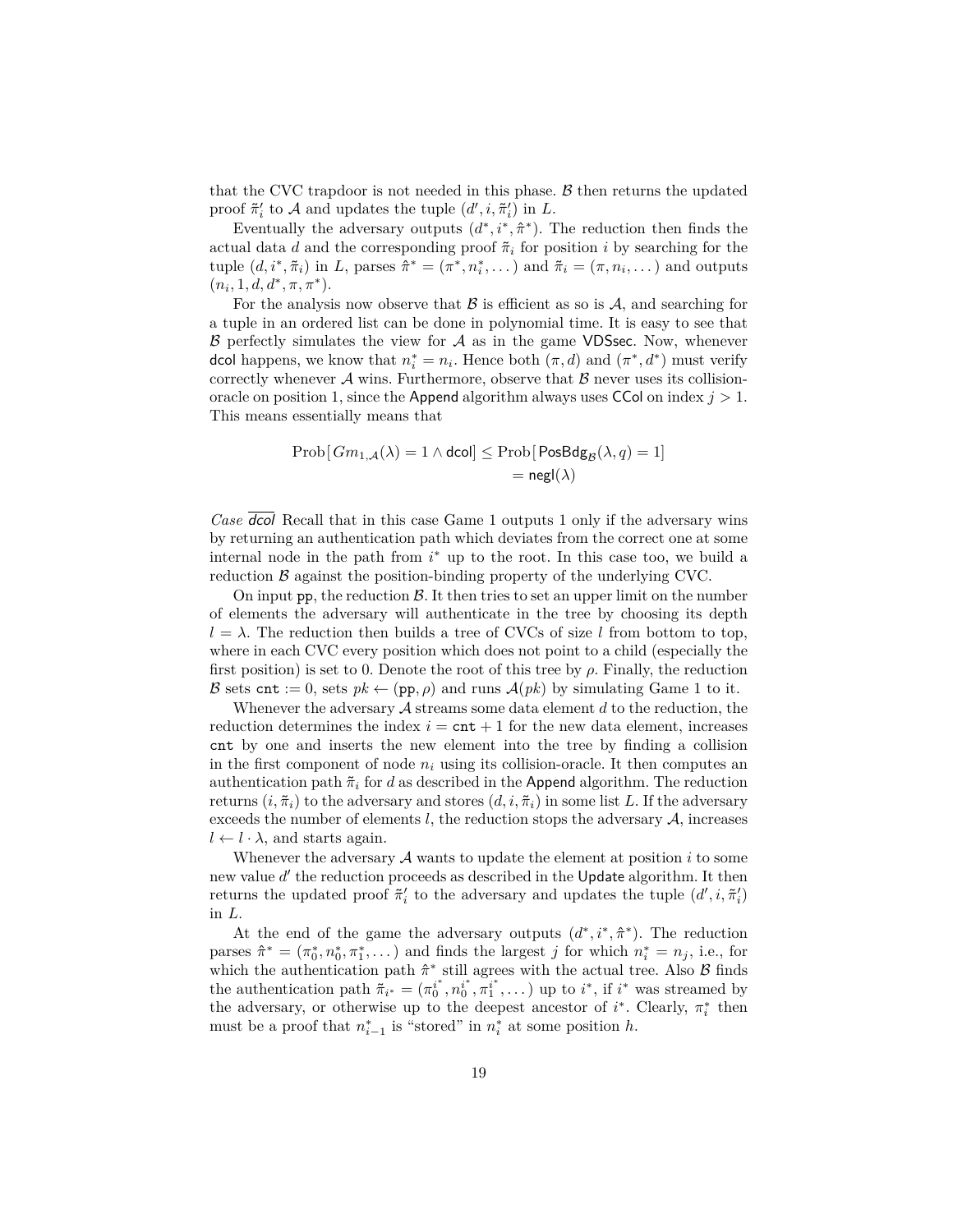that the CVC trapdoor is not needed in this phase. $\mathcal{B}$ then returns the updated proof $\tilde{\pi}_i'$ to $\mathcal{A}$ and updates the tuple $(d', i, \tilde{\pi}_i')$ in $L$.

Eventually the adversary outputs $(d^*, i^*, \hat{\pi}^*)$. The reduction then finds the actual data $d$ and the corresponding proof $\tilde{\pi}_i$ for position $i$ by searching for the tuple $(d, i^*, \tilde{\pi}_i)$ in $L$, parses $\hat{\pi}^* = (\pi^*, n_i^*, \dots)$ and $\tilde{\pi}_i = (\pi, n_i, \dots)$ and outputs $(n_i, 1, d, d^*, \pi, \pi^*)$.

For the analysis now observe that $\mathcal{B}$ is efficient as so is $\mathcal{A}$, and searching for a tuple in an ordered list can be done in polynomial time. It is easy to see that $\mathcal{B}$ perfectly simulates the view for $\mathcal{A}$ as in the game $\mathsf{VDSsec}$. Now, whenever $\mathsf{dcol}$ happens, we know that $n_i^* = n_i$. Hence both $(\pi, d)$ and $(\pi^*, d^*)$ must verify correctly whenever $\mathcal{A}$ wins. Furthermore, observe that $\mathcal{B}$ never uses its collision-oracle on position 1, since the $\mathsf{Append}$ algorithm always uses $\mathsf{CCol}$ on index $j > 1$. This means essentially means that

$$\begin{aligned}
\text{Prob}[\,Gm_{1,\mathcal{A}}(\lambda) = 1 \land \mathsf{dcol}] &\leq \text{Prob}[\,\mathsf{PosBdg}_{\mathcal{B}}(\lambda, q) = 1] \\
&= \mathsf{negl}(\lambda)
\end{aligned}$$

*Case* $\overline{\mathsf{dcol}}$ Recall that in this case Game 1 outputs 1 only if the adversary wins by returning an authentication path which deviates from the correct one at some internal node in the path from $i^*$ up to the root. In this case too, we build a reduction $\mathcal{B}$ against the position-binding property of the underlying CVC.

On input $\mathtt{pp}$, the reduction $\mathcal{B}$. It then tries to set an upper limit on the number of elements the adversary will authenticate in the tree by choosing its depth $l = \lambda$. The reduction then builds a tree of CVCs of size $l$ from bottom to top, where in each CVC every position which does not point to a child (especially the first position) is set to 0. Denote the root of this tree by $\rho$. Finally, the reduction $\mathcal{B}$ sets $\mathtt{cnt} := 0$, sets $pk \leftarrow (\mathtt{pp}, \rho)$ and runs $\mathcal{A}(pk)$ by simulating Game 1 to it.

Whenever the adversary $\mathcal{A}$ streams some data element $d$ to the reduction, the reduction determines the index $i = \mathtt{cnt} + 1$ for the new data element, increases $\mathtt{cnt}$ by one and inserts the new element into the tree by finding a collision in the first component of node $n_i$ using its collision-oracle. It then computes an authentication path $\tilde{\pi}_i$ for $d$ as described in the $\mathsf{Append}$ algorithm. The reduction returns $(i, \tilde{\pi}_i)$ to the adversary and stores $(d, i, \tilde{\pi}_i)$ in some list $L$. If the adversary exceeds the number of elements $l$, the reduction stops the adversary $\mathcal{A}$, increases $l \leftarrow l \cdot \lambda$, and starts again.

Whenever the adversary $\mathcal{A}$ wants to update the element at position $i$ to some new value $d'$ the reduction proceeds as described in the $\mathsf{Update}$ algorithm. It then returns the updated proof $\tilde{\pi}_i'$ to the adversary and updates the tuple $(d', i, \tilde{\pi}_i')$ in $L$.

At the end of the game the adversary outputs $(d^*, i^*, \hat{\pi}^*)$. The reduction parses $\hat{\pi}^* = (\pi_0^*, n_0^*, \pi_1^*, \dots)$ and finds the largest $j$ for which $n_i^* = n_j$, i.e., for which the authentication path $\hat{\pi}^*$ still agrees with the actual tree. Also $\mathcal{B}$ finds the authentication path $\tilde{\pi}_{i^*} = (\pi_0^{i^*}, n_0^{i^*}, \pi_1^{i^*}, \dots)$ up to $i^*$, if $i^*$ was streamed by the adversary, or otherwise up to the deepest ancestor of $i^*$. Clearly, $\pi_i^*$ then must be a proof that $n_{i-1}^*$ is "stored" in $n_i^*$ at some position $h$.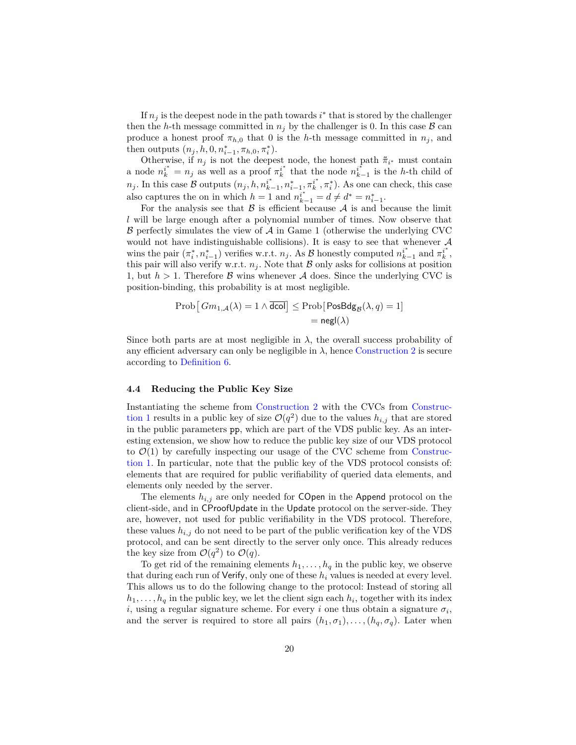If $n_j$ is the deepest node in the path towards $i^*$ that is stored by the challenger then the $h$-th message committed in $n_j$ by the challenger is 0. In this case $\mathcal{B}$ can produce a honest proof $\pi_{h,0}$ that 0 is the $h$-th message committed in $n_j$, and then outputs $(n_j, h, 0, n^*_{i-1}, \pi_{h,0}, \pi^*_i)$.

Otherwise, if $n_j$ is not the deepest node, the honest path $\tilde{\pi}_{i^*}$ must contain a node $n^{i^*}_k = n_j$ as well as a proof $\pi^{i^*}_k$ that the node $n^{i^*}_{k-1}$ is the $h$-th child of $n_j$. In this case $\mathcal{B}$ outputs $(n_j, h, n^{i^*}_{k-1}, n^*_{i-1}, \pi^{i^*}_k, \pi^*_i)$. As one can check, this case also captures the on in which $h = 1$ and $n^{i^*}_{k-1} = d \neq d^* = n^*_{i-1}$.

For the analysis see that $\mathcal{B}$ is efficient because $\mathcal{A}$ is and because the limit $l$ will be large enough after a polynomial number of times. Now observe that $\mathcal{B}$ perfectly simulates the view of $\mathcal{A}$ in Game 1 (otherwise the underlying CVC would not have indistinguishable collisions). It is easy to see that whenever $\mathcal{A}$ wins the pair $(\pi^*_i, n^*_{i-1})$ verifies w.r.t. $n_j$. As $\mathcal{B}$ honestly computed $n^{i^*}_{k-1}$ and $\pi^{i^*}_k$, this pair will also verify w.r.t. $n_j$. Note that $\mathcal{B}$ only asks for collisions at position 1, but $h > 1$. Therefore $\mathcal{B}$ wins whenever $\mathcal{A}$ does. Since the underlying CVC is position-binding, this probability is at most negligible.

$$\begin{aligned}\text{Prob}\left[\, Gm_{1,\mathcal{A}}(\lambda) = 1 \wedge \overline{\mathsf{dcol}}\,\right] &\leq \text{Prob}\left[\,\mathsf{PosBdg}_{\mathcal{B}}(\lambda, q) = 1\right] \\ &= \mathsf{negl}(\lambda)\end{aligned}$$

Since both parts are at most negligible in $\lambda$, the overall success probability of any efficient adversary can only be negligible in $\lambda$, hence Construction 2 is secure according to Definition 6.

### 4.4 Reducing the Public Key Size

Instantiating the scheme from Construction 2 with the CVCs from Construction 1 results in a public key of size $\mathcal{O}(q^2)$ due to the values $h_{i,j}$ that are stored in the public parameters $\mathsf{pp}$, which are part of the VDS public key. As an interesting extension, we show how to reduce the public key size of our VDS protocol to $\mathcal{O}(1)$ by carefully inspecting our usage of the CVC scheme from Construction 1. In particular, note that the public key of the VDS protocol consists of: elements that are required for public verifiability of queried data elements, and elements only needed by the server.

The elements $h_{i,j}$ are only needed for $\mathsf{COpen}$ in the $\mathsf{Append}$ protocol on the client-side, and in $\mathsf{CProofUpdate}$ in the $\mathsf{Update}$ protocol on the server-side. They are, however, not used for public verifiability in the VDS protocol. Therefore, these values $h_{i,j}$ do not need to be part of the public verification key of the VDS protocol, and can be sent directly to the server only once. This already reduces the key size from $\mathcal{O}(q^2)$ to $\mathcal{O}(q)$.

To get rid of the remaining elements $h_1, \ldots, h_q$ in the public key, we observe that during each run of $\mathsf{Verify}$, only one of these $h_i$ values is needed at every level. This allows us to do the following change to the protocol: Instead of storing all $h_1, \ldots, h_q$ in the public key, we let the client sign each $h_i$, together with its index $i$, using a regular signature scheme. For every $i$ one thus obtain a signature $\sigma_i$, and the server is required to store all pairs $(h_1, \sigma_1), \ldots, (h_q, \sigma_q)$. Later when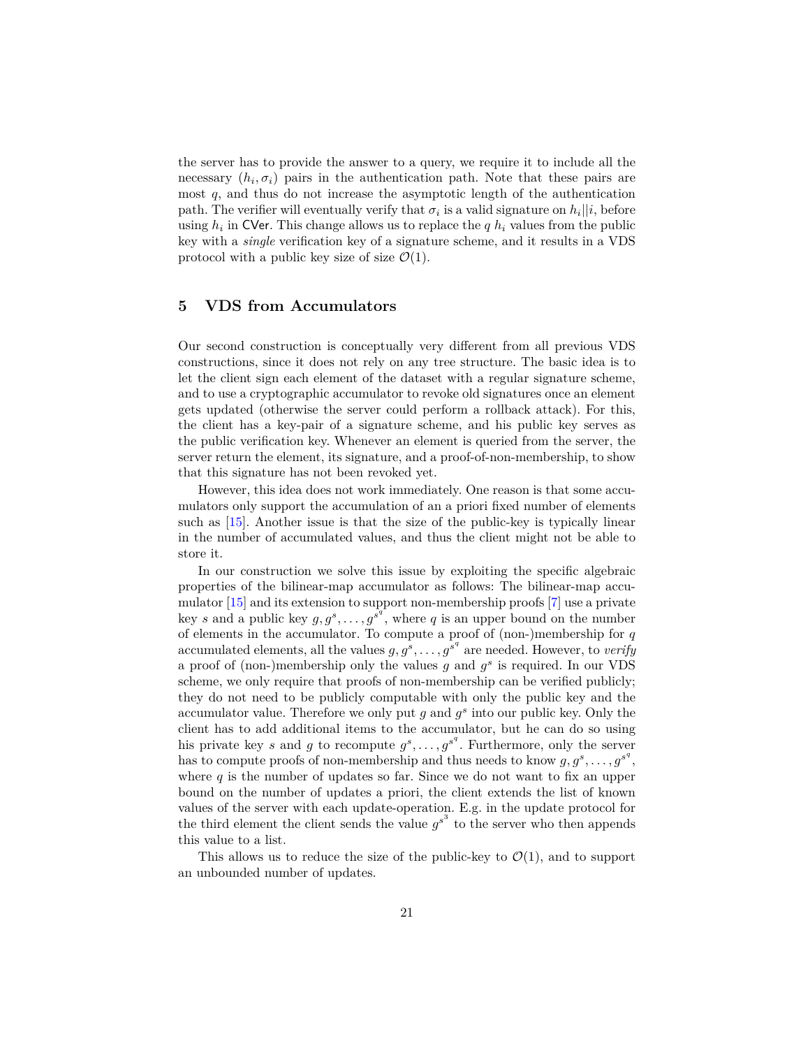the server has to provide the answer to a query, we require it to include all the necessary $(h_i, \sigma_i)$ pairs in the authentication path. Note that these pairs are most $q$, and thus do not increase the asymptotic length of the authentication path. The verifier will eventually verify that $\sigma_i$ is a valid signature on $h_i||i$, before using $h_i$ in $\mathsf{CVer}$. This change allows us to replace the $q$ $h_i$ values from the public key with a *single* verification key of a signature scheme, and it results in a VDS protocol with a public key size of size $\mathcal{O}(1)$.

## 5 VDS from Accumulators

Our second construction is conceptually very different from all previous VDS constructions, since it does not rely on any tree structure. The basic idea is to let the client sign each element of the dataset with a regular signature scheme, and to use a cryptographic accumulator to revoke old signatures once an element gets updated (otherwise the server could perform a rollback attack). For this, the client has a key-pair of a signature scheme, and his public key serves as the public verification key. Whenever an element is queried from the server, the server return the element, its signature, and a proof-of-non-membership, to show that this signature has not been revoked yet.

However, this idea does not work immediately. One reason is that some accumulators only support the accumulation of an a priori fixed number of elements such as [15]. Another issue is that the size of the public-key is typically linear in the number of accumulated values, and thus the client might not be able to store it.

In our construction we solve this issue by exploiting the specific algebraic properties of the bilinear-map accumulator as follows: The bilinear-map accumulator [15] and its extension to support non-membership proofs [7] use a private key $s$ and a public key $g, g^s, \ldots, g^{s^q}$, where $q$ is an upper bound on the number of elements in the accumulator. To compute a proof of (non-)membership for $q$ accumulated elements, all the values $g, g^s, \ldots, g^{s^q}$ are needed. However, to *verify* a proof of (non-)membership only the values $g$ and $g^s$ is required. In our VDS scheme, we only require that proofs of non-membership can be verified publicly; they do not need to be publicly computable with only the public key and the accumulator value. Therefore we only put $g$ and $g^s$ into our public key. Only the client has to add additional items to the accumulator, but he can do so using his private key $s$ and $g$ to recompute $g^s, \ldots, g^{s^q}$. Furthermore, only the server has to compute proofs of non-membership and thus needs to know $g, g^s, \ldots, g^{s^q}$, where $q$ is the number of updates so far. Since we do not want to fix an upper bound on the number of updates a priori, the client extends the list of known values of the server with each update-operation. E.g. in the update protocol for the third element the client sends the value $g^{s^3}$ to the server who then appends this value to a list.

This allows us to reduce the size of the public-key to $\mathcal{O}(1)$, and to support an unbounded number of updates.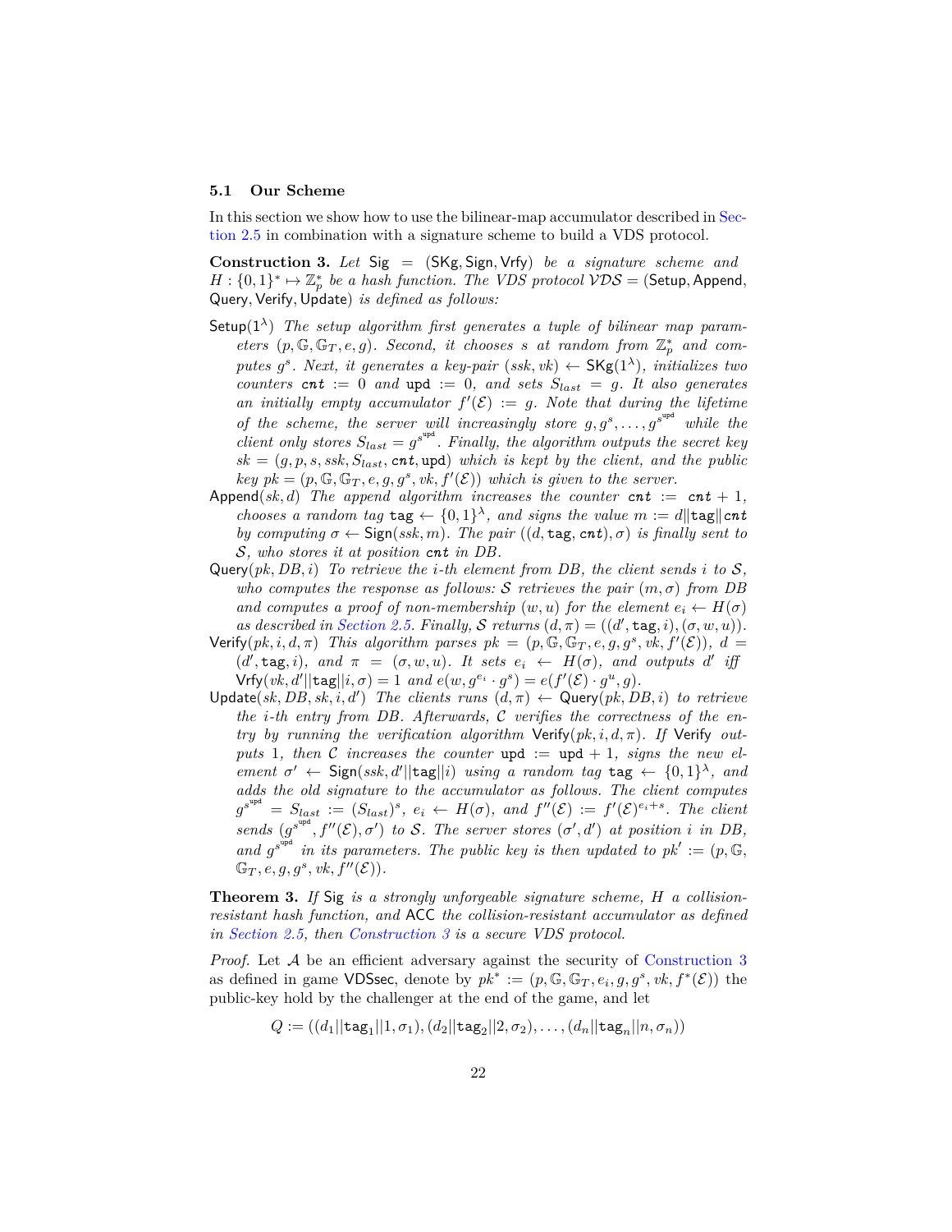### 5.1 Our Scheme

In this section we show how to use the bilinear-map accumulator described in Section 2.5 in combination with a signature scheme to build a VDS protocol.

**Construction 3.** *Let* $\mathsf{Sig} = (\mathsf{SKg}, \mathsf{Sign}, \mathsf{Vrfy})$ *be a signature scheme and* $H : \{0,1\}^* \mapsto \mathbb{Z}_p^*$ *be a hash function. The VDS protocol* $\mathcal{VDS} = (\mathsf{Setup}, \mathsf{Append}, \mathsf{Query}, \mathsf{Verify}, \mathsf{Update})$ *is defined as follows:*

- $\mathsf{Setup}(1^\lambda)$ *The setup algorithm first generates a tuple of bilinear map parameters* $(p, \mathbb{G}, \mathbb{G}_T, e, g)$*. Second, it chooses* $s$ *at random from* $\mathbb{Z}_p^*$ *and computes* $g^s$*. Next, it generates a key-pair* $(ssk, vk) \leftarrow \mathsf{SKg}(1^\lambda)$*, initializes two counters* $\mathtt{cnt} := 0$ *and* $\mathsf{upd} := 0$*, and sets* $S_{last} = g$*. It also generates an initially empty accumulator* $f'(\mathcal{E}) := g$*. Note that during the lifetime of the scheme, the server will increasingly store* $g, g^s, \dots, g^{s^{\mathsf{upd}}}$ *while the client only stores* $S_{last} = g^{s^{\mathsf{upd}}}$*. Finally, the algorithm outputs the secret key* $sk = (g, p, s, ssk, S_{last}, \mathtt{cnt}, \mathsf{upd})$ *which is kept by the client, and the public key* $pk = (p, \mathbb{G}, \mathbb{G}_T, e, g, g^s, vk, f'(\mathcal{E}))$ *which is given to the server.*
- $\mathsf{Append}(sk, d)$ *The append algorithm increases the counter* $\mathtt{cnt} := \mathtt{cnt} + 1$*, chooses a random tag* $\mathtt{tag} \leftarrow \{0,1\}^\lambda$*, and signs the value* $m := d \| \mathtt{tag} \| \mathtt{cnt}$ *by computing* $\sigma \leftarrow \mathsf{Sign}(ssk, m)$*. The pair* $((d, \mathtt{tag}, \mathtt{cnt}), \sigma)$ *is finally sent to* $\mathcal{S}$*, who stores it at position* $\mathtt{cnt}$ *in* $DB$*.*
- $\mathsf{Query}(pk, DB, i)$ *To retrieve the* $i$*-th element from* $DB$*, the client sends* $i$ *to* $\mathcal{S}$*, who computes the response as follows:* $\mathcal{S}$ *retrieves the pair* $(m, \sigma)$ *from* $DB$ *and computes a proof of non-membership* $(w, u)$ *for the element* $e_i \leftarrow H(\sigma)$ *as described in Section 2.5. Finally,* $\mathcal{S}$ *returns* $(d, \pi) = ((d', \mathtt{tag}, i), (\sigma, w, u))$*.*
- $\mathsf{Verify}(pk, i, d, \pi)$ *This algorithm parses* $pk = (p, \mathbb{G}, \mathbb{G}_T, e, g, g^s, vk, f'(\mathcal{E}))$*,* $d = (d', \mathtt{tag}, i)$*, and* $\pi = (\sigma, w, u)$*. It sets* $e_i \leftarrow H(\sigma)$*, and outputs* $d'$ *iff* $\mathsf{Vrfy}(vk, d'||\mathtt{tag}||i, \sigma) = 1$ *and* $e(w, g^{e_i} \cdot g^s) = e(f'(\mathcal{E}) \cdot g^u, g)$*.*
- $\mathsf{Update}(sk, DB, sk, i, d')$ *The clients runs* $(d, \pi) \leftarrow \mathsf{Query}(pk, DB, i)$ *to retrieve the* $i$*-th entry from* $DB$*. Afterwards,* $\mathcal{C}$ *verifies the correctness of the entry by running the verification algorithm* $\mathsf{Verify}(pk, i, d, \pi)$*. If* $\mathsf{Verify}$ *outputs* $1$*, then* $\mathcal{C}$ *increases the counter* $\mathsf{upd} := \mathsf{upd} + 1$*, signs the new element* $\sigma' \leftarrow \mathsf{Sign}(ssk, d'||\mathtt{tag}||i)$ *using a random tag* $\mathtt{tag} \leftarrow \{0,1\}^\lambda$*, and adds the old signature to the accumulator as follows. The client computes* $g^{s^{\mathsf{upd}}} = S_{last} := (S_{last})^s$*,* $e_i \leftarrow H(\sigma)$*, and* $f''(\mathcal{E}) := f'(\mathcal{E})^{e_i + s}$*. The client sends* $(g^{s^{\mathsf{upd}}}, f''(\mathcal{E}), \sigma')$ *to* $\mathcal{S}$*. The server stores* $(\sigma', d')$ *at position* $i$ *in* $DB$*, and* $g^{s^{\mathsf{upd}}}$ *in its parameters. The public key is then updated to* $pk' := (p, \mathbb{G}, \mathbb{G}_T, e, g, g^s, vk, f''(\mathcal{E}))$*.*

**Theorem 3.** *If* $\mathsf{Sig}$ *is a strongly unforgeable signature scheme,* $H$ *a collision-resistant hash function, and* $\mathsf{ACC}$ *the collision-resistant accumulator as defined in Section 2.5, then Construction 3 is a secure VDS protocol.*

*Proof.* Let $\mathcal{A}$ be an efficient adversary against the security of Construction 3 as defined in game $\mathsf{VDSsec}$, denote by $pk^* := (p, \mathbb{G}, \mathbb{G}_T, e_i, g, g^s, vk, f^*(\mathcal{E}))$ the public-key hold by the challenger at the end of the game, and let

$$Q := ((d_1||\mathtt{tag}_1||1, \sigma_1), (d_2||\mathtt{tag}_2||2, \sigma_2), \dots, (d_n||\mathtt{tag}_n||n, \sigma_n))$$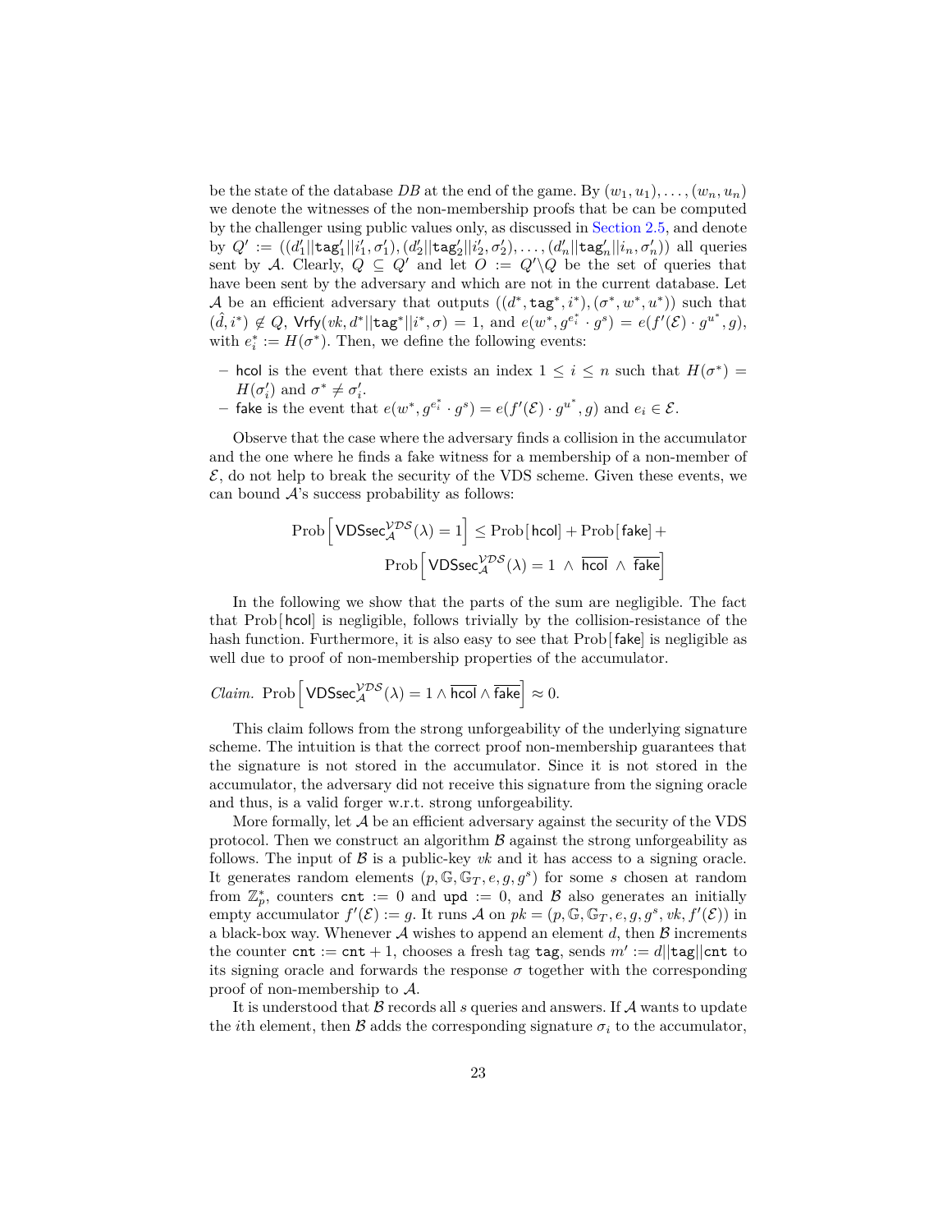be the state of the database $DB$ at the end of the game. By $(w_1, u_1), \ldots, (w_n, u_n)$ we denote the witnesses of the non-membership proofs that be can be computed by the challenger using public values only, as discussed in Section 2.5, and denote by $Q' := ((d'_1||\mathtt{tag}'_1||i'_1, \sigma'_1), (d'_2||\mathtt{tag}'_2||i'_2, \sigma'_2), \ldots, (d'_n||\mathtt{tag}'_n||i_n, \sigma'_n))$ all queries sent by $\mathcal{A}$. Clearly, $Q \subseteq Q'$ and let $O := Q' \backslash Q$ be the set of queries that have been sent by the adversary and which are not in the current database. Let $\mathcal{A}$ be an efficient adversary that outputs $((d^*, \mathtt{tag}^*, i^*), (\sigma^*, w^*, u^*))$ such that $(\hat{d}, i^*) \notin Q$, $\mathsf{Vrfy}(vk, d^*||\mathtt{tag}^*||i^*, \sigma) = 1$, and $e(w^*, g^{e_i^*} \cdot g^s) = e(f'(\mathcal{E}) \cdot g^{u^*}, g)$, with $e_i^* := H(\sigma^*)$. Then, we define the following events:

- $\mathsf{hcol}$ is the event that there exists an index $1 \leq i \leq n$ such that $H(\sigma^*) = H(\sigma'_i)$ and $\sigma^* \neq \sigma'_i$.
- $\mathsf{fake}$ is the event that $e(w^*, g^{e_i^*} \cdot g^s) = e(f'(\mathcal{E}) \cdot g^{u^*}, g)$ and $e_i \in \mathcal{E}$.

Observe that the case where the adversary finds a collision in the accumulator and the one where he finds a fake witness for a membership of a non-member of $\mathcal{E}$, do not help to break the security of the VDS scheme. Given these events, we can bound $\mathcal{A}$'s success probability as follows:

$$\mathrm{Prob}\left[\mathsf{VDSsec}_{\mathcal{A}}^{\mathcal{VDS}}(\lambda) = 1\right] \leq \mathrm{Prob}\left[\mathsf{hcol}\right] + \mathrm{Prob}\left[\mathsf{fake}\right] + \mathrm{Prob}\left[\mathsf{VDSsec}_{\mathcal{A}}^{\mathcal{VDS}}(\lambda) = 1 \ \wedge\ \overline{\mathsf{hcol}} \ \wedge\ \overline{\mathsf{fake}}\right]$$

In the following we show that the parts of the sum are negligible. The fact that $\mathrm{Prob}[\mathsf{hcol}]$ is negligible, follows trivially by the collision-resistance of the hash function. Furthermore, it is also easy to see that $\mathrm{Prob}[\mathsf{fake}]$ is negligible as well due to proof of non-membership properties of the accumulator.

*Claim.* $\mathrm{Prob}\left[\mathsf{VDSsec}_{\mathcal{A}}^{\mathcal{VDS}}(\lambda) = 1 \wedge \overline{\mathsf{hcol}} \wedge \overline{\mathsf{fake}}\right] \approx 0.$

This claim follows from the strong unforgeability of the underlying signature scheme. The intuition is that the correct proof non-membership guarantees that the signature is not stored in the accumulator. Since it is not stored in the accumulator, the adversary did not receive this signature from the signing oracle and thus, is a valid forger w.r.t. strong unforgeability.

More formally, let $\mathcal{A}$ be an efficient adversary against the security of the VDS protocol. Then we construct an algorithm $\mathcal{B}$ against the strong unforgeability as follows. The input of $\mathcal{B}$ is a public-key $vk$ and it has access to a signing oracle. It generates random elements $(p, \mathbb{G}, \mathbb{G}_T, e, g, g^s)$ for some $s$ chosen at random from $\mathbb{Z}_p^*$, counters $\mathtt{cnt} := 0$ and $\mathtt{upd} := 0$, and $\mathcal{B}$ also generates an initially empty accumulator $f'(\mathcal{E}) := g$. It runs $\mathcal{A}$ on $pk = (p, \mathbb{G}, \mathbb{G}_T, e, g, g^s, vk, f'(\mathcal{E}))$ in a black-box way. Whenever $\mathcal{A}$ wishes to append an element $d$, then $\mathcal{B}$ increments the counter $\mathtt{cnt} := \mathtt{cnt} + 1$, chooses a fresh tag $\mathtt{tag}$, sends $m' := d||\mathtt{tag}||\mathtt{cnt}$ to its signing oracle and forwards the response $\sigma$ together with the corresponding proof of non-membership to $\mathcal{A}$.

It is understood that $\mathcal{B}$ records all $s$ queries and answers. If $\mathcal{A}$ wants to update the $i$th element, then $\mathcal{B}$ adds the corresponding signature $\sigma_i$ to the accumulator,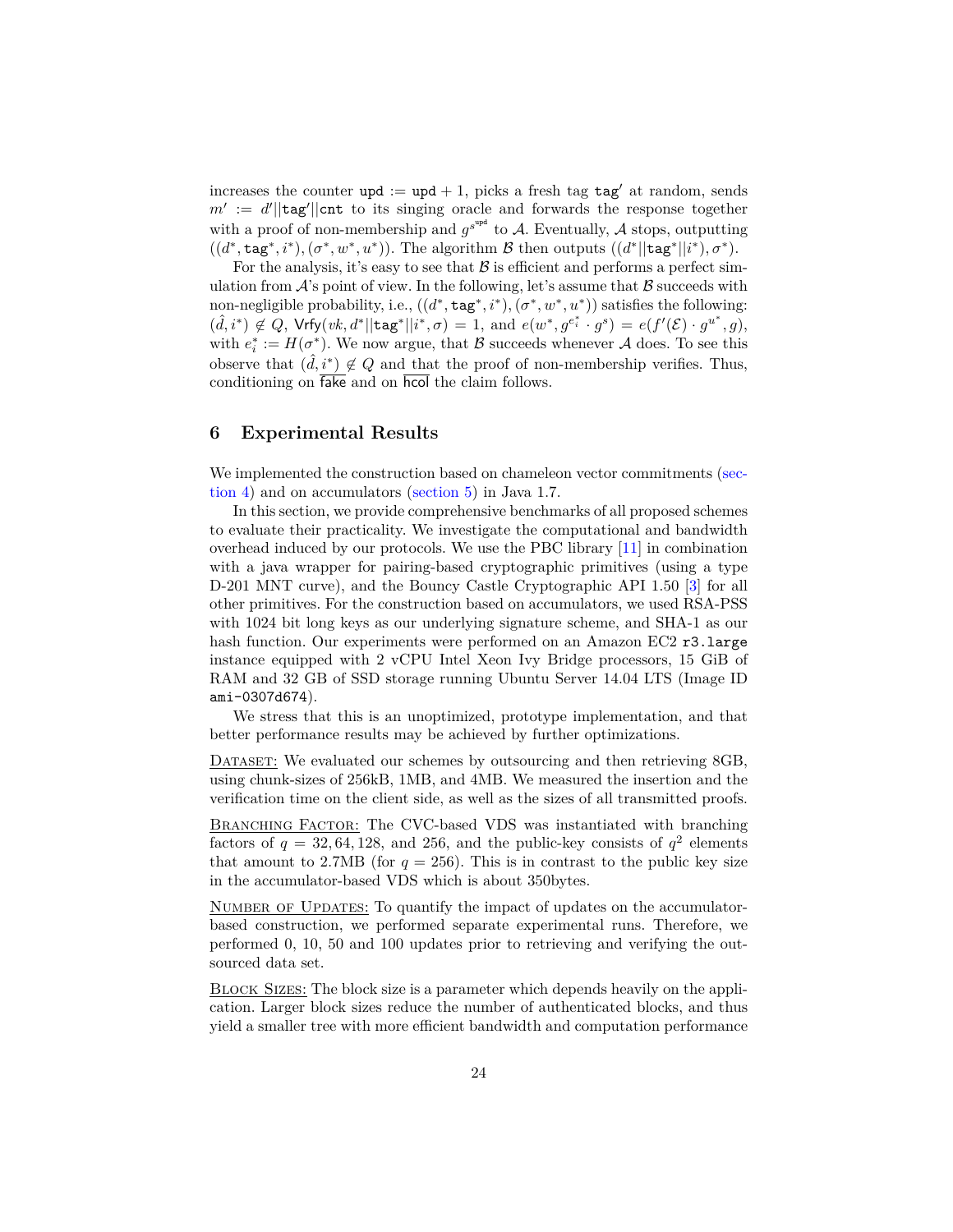increases the counter $\texttt{upd} := \texttt{upd} + 1$, picks a fresh tag $\texttt{tag}'$ at random, sends $m' := d'||\texttt{tag}'||\texttt{cnt}$ to its singing oracle and forwards the response together with a proof of non-membership and $g^{s^{\texttt{upd}}}$ to $\mathcal{A}$. Eventually, $\mathcal{A}$ stops, outputting $((d^*, \texttt{tag}^*, i^*), (\sigma^*, w^*, u^*))$. The algorithm $\mathcal{B}$ then outputs $((d^*||\texttt{tag}^*||i^*), \sigma^*)$.

For the analysis, it's easy to see that $\mathcal{B}$ is efficient and performs a perfect simulation from $\mathcal{A}$'s point of view. In the following, let's assume that $\mathcal{B}$ succeeds with non-negligible probability, i.e., $((d^*, \texttt{tag}^*, i^*), (\sigma^*, w^*, u^*))$ satisfies the following: $(\hat{d}, i^*) \notin Q$, $\mathsf{Vrfy}(vk, d^*||\texttt{tag}^*||i^*, \sigma) = 1$, and $e(w^*, g^{e_i^*} \cdot g^s) = e(f'(\mathcal{E}) \cdot g^{u^*}, g)$, with $e_i^* := H(\sigma^*)$. We now argue, that $\mathcal{B}$ succeeds whenever $\mathcal{A}$ does. To see this observe that $(\hat{d}, i^*) \notin Q$ and that the proof of non-membership verifies. Thus, conditioning on $\overline{\mathsf{fake}}$ and on $\overline{\mathsf{hcol}}$ the claim follows.

## 6 Experimental Results

We implemented the construction based on chameleon vector commitments (section 4) and on accumulators (section 5) in Java 1.7.

In this section, we provide comprehensive benchmarks of all proposed schemes to evaluate their practicality. We investigate the computational and bandwidth overhead induced by our protocols. We use the PBC library [11] in combination with a java wrapper for pairing-based cryptographic primitives (using a type D-201 MNT curve), and the Bouncy Castle Cryptographic API 1.50 [3] for all other primitives. For the construction based on accumulators, we used RSA-PSS with 1024 bit long keys as our underlying signature scheme, and SHA-1 as our hash function. Our experiments were performed on an Amazon EC2 `r3.large` instance equipped with 2 vCPU Intel Xeon Ivy Bridge processors, 15 GiB of RAM and 32 GB of SSD storage running Ubuntu Server 14.04 LTS (Image ID `ami-0307d674`).

We stress that this is an unoptimized, prototype implementation, and that better performance results may be achieved by further optimizations.

<u>Dataset:</u> We evaluated our schemes by outsourcing and then retrieving 8GB, using chunk-sizes of 256kB, 1MB, and 4MB. We measured the insertion and the verification time on the client side, as well as the sizes of all transmitted proofs.

<u>Branching Factor:</u> The CVC-based VDS was instantiated with branching factors of $q = 32, 64, 128$, and $256$, and the public-key consists of $q^2$ elements that amount to 2.7MB (for $q = 256$). This is in contrast to the public key size in the accumulator-based VDS which is about 350bytes.

<u>Number of Updates:</u> To quantify the impact of updates on the accumulator-based construction, we performed separate experimental runs. Therefore, we performed 0, 10, 50 and 100 updates prior to retrieving and verifying the outsourced data set.

<u>Block Sizes:</u> The block size is a parameter which depends heavily on the application. Larger block sizes reduce the number of authenticated blocks, and thus yield a smaller tree with more efficient bandwidth and computation performance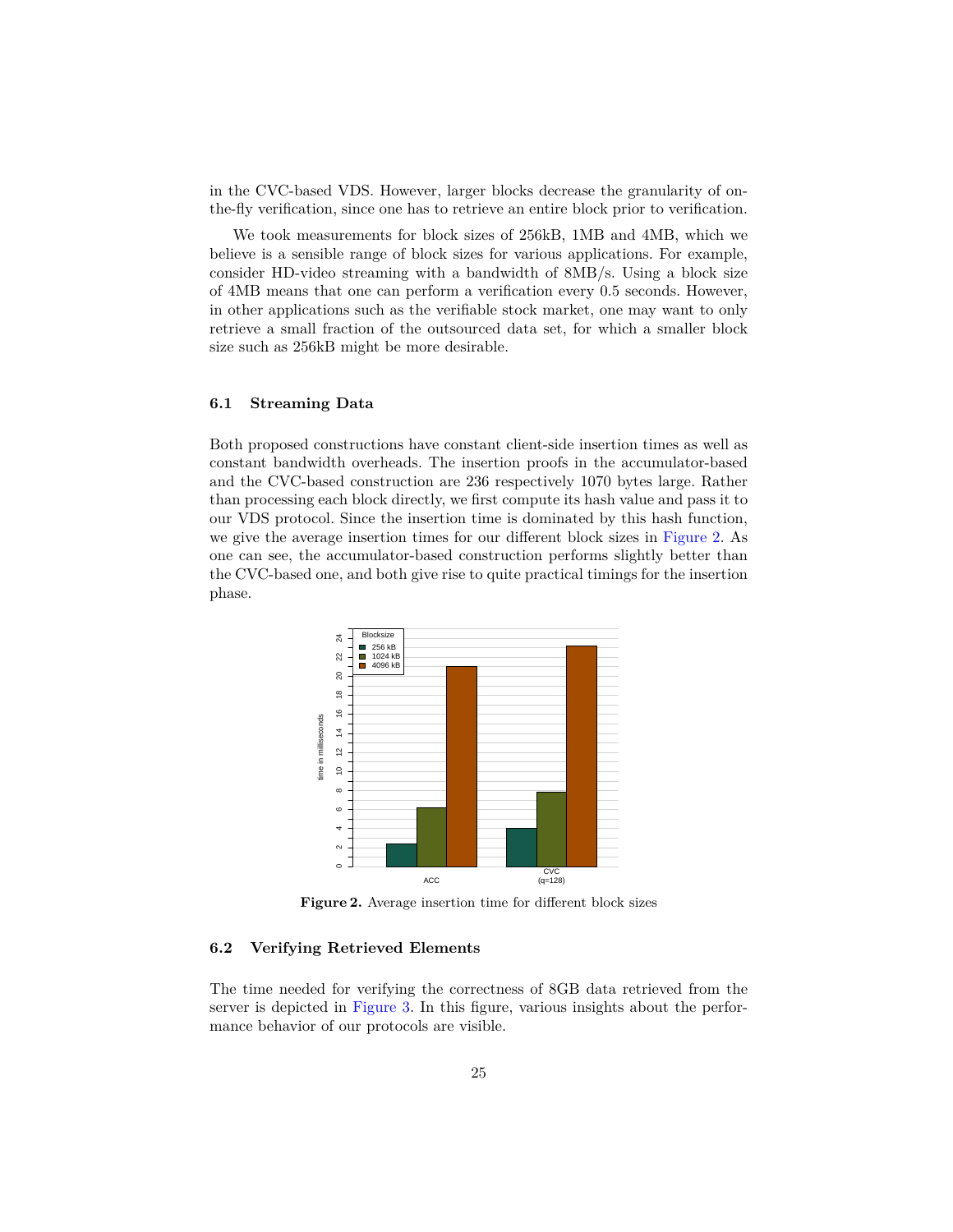in the CVC-based VDS. However, larger blocks decrease the granularity of on-the-fly verification, since one has to retrieve an entire block prior to verification.

We took measurements for block sizes of 256kB, 1MB and 4MB, which we believe is a sensible range of block sizes for various applications. For example, consider HD-video streaming with a bandwidth of 8MB/s. Using a block size of 4MB means that one can perform a verification every 0.5 seconds. However, in other applications such as the verifiable stock market, one may want to only retrieve a small fraction of the outsourced data set, for which a smaller block size such as 256kB might be more desirable.

### 6.1 Streaming Data

Both proposed constructions have constant client-side insertion times as well as constant bandwidth overheads. The insertion proofs in the accumulator-based and the CVC-based construction are 236 respectively 1070 bytes large. Rather than processing each block directly, we first compute its hash value and pass it to our VDS protocol. Since the insertion time is dominated by this hash function, we give the average insertion times for our different block sizes in Figure 2. As one can see, the accumulator-based construction performs slightly better than the CVC-based one, and both give rise to quite practical timings for the insertion phase.

**Figure 2.** Average insertion time for different block sizes

### 6.2 Verifying Retrieved Elements

The time needed for verifying the correctness of 8GB data retrieved from the server is depicted in Figure 3. In this figure, various insights about the performance behavior of our protocols are visible.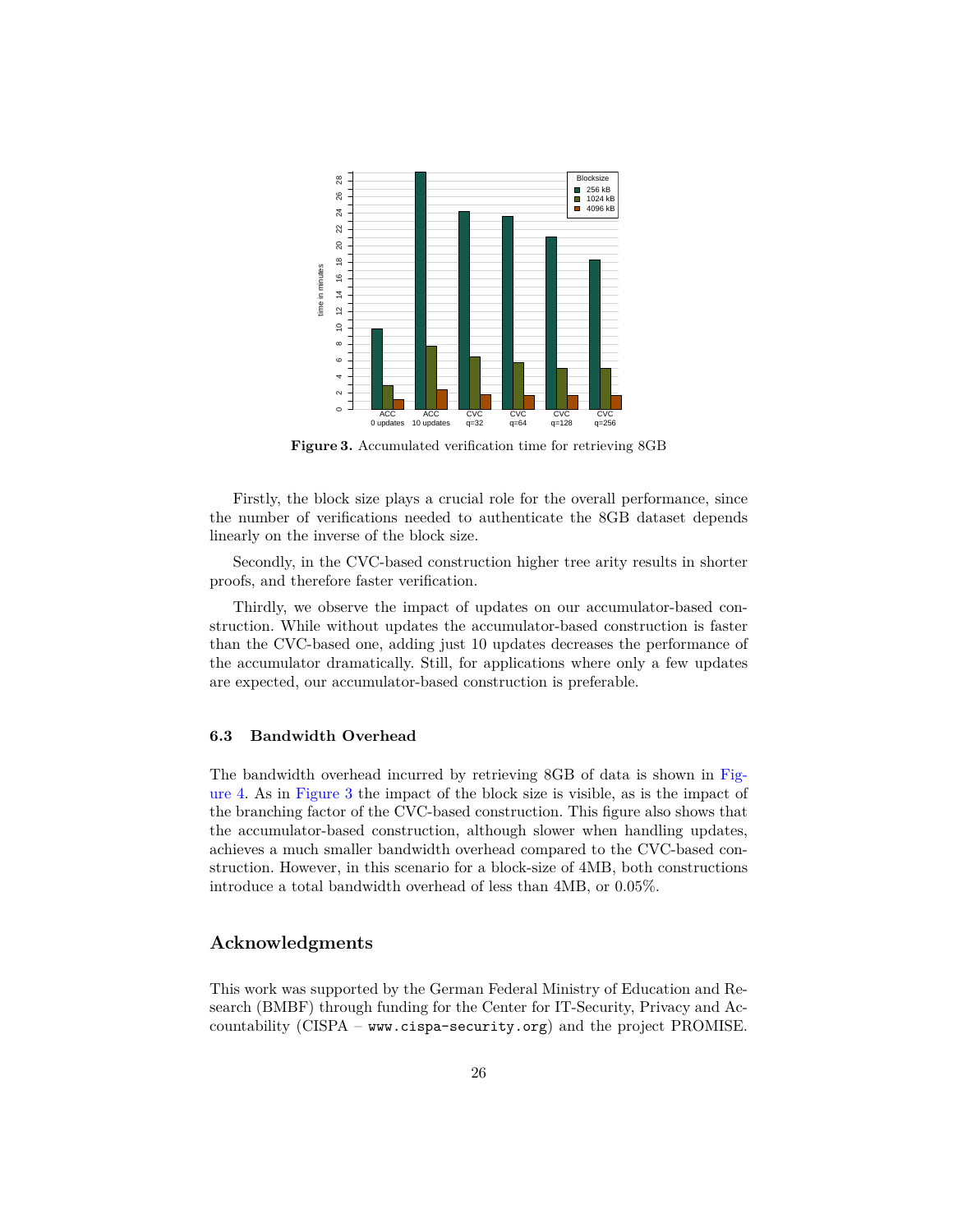**Figure 3.** Accumulated verification time for retrieving 8GB

Firstly, the block size plays a crucial role for the overall performance, since the number of verifications needed to authenticate the 8GB dataset depends linearly on the inverse of the block size.

Secondly, in the CVC-based construction higher tree arity results in shorter proofs, and therefore faster verification.

Thirdly, we observe the impact of updates on our accumulator-based construction. While without updates the accumulator-based construction is faster than the CVC-based one, adding just 10 updates decreases the performance of the accumulator dramatically. Still, for applications where only a few updates are expected, our accumulator-based construction is preferable.

### 6.3 Bandwidth Overhead

The bandwidth overhead incurred by retrieving 8GB of data is shown in Figure 4. As in Figure 3 the impact of the block size is visible, as is the impact of the branching factor of the CVC-based construction. This figure also shows that the accumulator-based construction, although slower when handling updates, achieves a much smaller bandwidth overhead compared to the CVC-based construction. However, in this scenario for a block-size of 4MB, both constructions introduce a total bandwidth overhead of less than 4MB, or 0.05%.

## Acknowledgments

This work was supported by the German Federal Ministry of Education and Research (BMBF) through funding for the Center for IT-Security, Privacy and Accountability (CISPA – `www.cispa-security.org`) and the project PROMISE.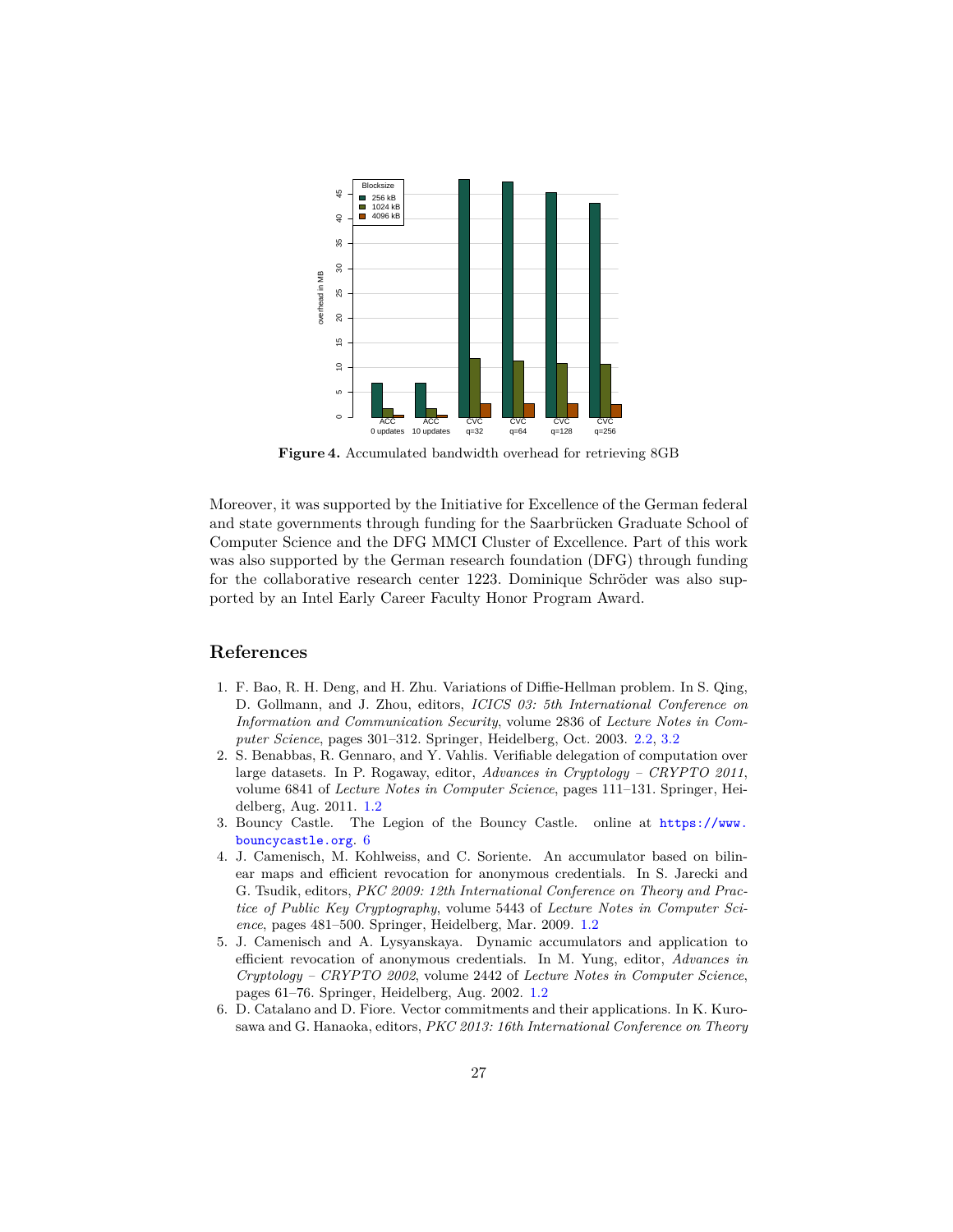**Figure 4.** Accumulated bandwidth overhead for retrieving 8GB

Moreover, it was supported by the Initiative for Excellence of the German federal and state governments through funding for the Saarbrücken Graduate School of Computer Science and the DFG MMCI Cluster of Excellence. Part of this work was also supported by the German research foundation (DFG) through funding for the collaborative research center 1223. Dominique Schröder was also supported by an Intel Early Career Faculty Honor Program Award.

## References

1. F. Bao, R. H. Deng, and H. Zhu. Variations of Diffie-Hellman problem. In S. Qing, D. Gollmann, and J. Zhou, editors, *ICICS 03: 5th International Conference on Information and Communication Security*, volume 2836 of *Lecture Notes in Computer Science*, pages 301–312. Springer, Heidelberg, Oct. 2003. 2.2, 3.2
2. S. Benabbas, R. Gennaro, and Y. Vahlis. Verifiable delegation of computation over large datasets. In P. Rogaway, editor, *Advances in Cryptology – CRYPTO 2011*, volume 6841 of *Lecture Notes in Computer Science*, pages 111–131. Springer, Heidelberg, Aug. 2011. 1.2
3. Bouncy Castle. The Legion of the Bouncy Castle. online at `https://www.bouncycastle.org`. 6
4. J. Camenisch, M. Kohlweiss, and C. Soriente. An accumulator based on bilinear maps and efficient revocation for anonymous credentials. In S. Jarecki and G. Tsudik, editors, *PKC 2009: 12th International Conference on Theory and Practice of Public Key Cryptography*, volume 5443 of *Lecture Notes in Computer Science*, pages 481–500. Springer, Heidelberg, Mar. 2009. 1.2
5. J. Camenisch and A. Lysyanskaya. Dynamic accumulators and application to efficient revocation of anonymous credentials. In M. Yung, editor, *Advances in Cryptology – CRYPTO 2002*, volume 2442 of *Lecture Notes in Computer Science*, pages 61–76. Springer, Heidelberg, Aug. 2002. 1.2
6. D. Catalano and D. Fiore. Vector commitments and their applications. In K. Kurosawa and G. Hanaoka, editors, *PKC 2013: 16th International Conference on Theory*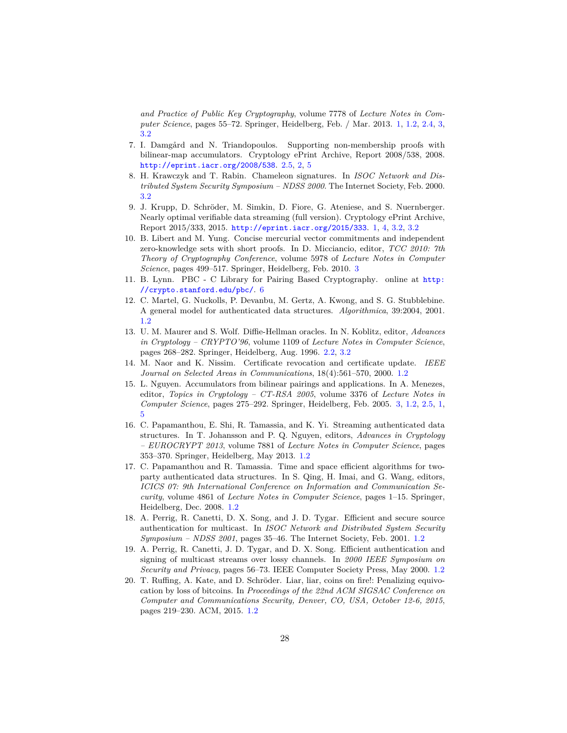*and Practice of Public Key Cryptography*, volume 7778 of *Lecture Notes in Computer Science*, pages 55–72. Springer, Heidelberg, Feb. / Mar. 2013. 1, 1.2, 2.4, 3, 3.2

7. I. Damgård and N. Triandopoulos. Supporting non-membership proofs with bilinear-map accumulators. Cryptology ePrint Archive, Report 2008/538, 2008. http://eprint.iacr.org/2008/538. 2.5, 2, 5
8. H. Krawczyk and T. Rabin. Chameleon signatures. In *ISOC Network and Distributed System Security Symposium – NDSS 2000*. The Internet Society, Feb. 2000. 3.2
9. J. Krupp, D. Schröder, M. Simkin, D. Fiore, G. Ateniese, and S. Nuernberger. Nearly optimal verifiable data streaming (full version). Cryptology ePrint Archive, Report 2015/333, 2015. http://eprint.iacr.org/2015/333. 1, 4, 3.2, 3.2
10. B. Libert and M. Yung. Concise mercurial vector commitments and independent zero-knowledge sets with short proofs. In D. Micciancio, editor, *TCC 2010: 7th Theory of Cryptography Conference*, volume 5978 of *Lecture Notes in Computer Science*, pages 499–517. Springer, Heidelberg, Feb. 2010. 3
11. B. Lynn. PBC - C Library for Pairing Based Cryptography. online at http://crypto.stanford.edu/pbc/. 6
12. C. Martel, G. Nuckolls, P. Devanbu, M. Gertz, A. Kwong, and S. G. Stubblebine. A general model for authenticated data structures. *Algorithmica*, 39:2004, 2001. 1.2
13. U. M. Maurer and S. Wolf. Diffie-Hellman oracles. In N. Koblitz, editor, *Advances in Cryptology – CRYPTO'96*, volume 1109 of *Lecture Notes in Computer Science*, pages 268–282. Springer, Heidelberg, Aug. 1996. 2.2, 3.2
14. M. Naor and K. Nissim. Certificate revocation and certificate update. *IEEE Journal on Selected Areas in Communications*, 18(4):561–570, 2000. 1.2
15. L. Nguyen. Accumulators from bilinear pairings and applications. In A. Menezes, editor, *Topics in Cryptology – CT-RSA 2005*, volume 3376 of *Lecture Notes in Computer Science*, pages 275–292. Springer, Heidelberg, Feb. 2005. 3, 1.2, 2.5, 1, 5
16. C. Papamanthou, E. Shi, R. Tamassia, and K. Yi. Streaming authenticated data structures. In T. Johansson and P. Q. Nguyen, editors, *Advances in Cryptology – EUROCRYPT 2013*, volume 7881 of *Lecture Notes in Computer Science*, pages 353–370. Springer, Heidelberg, May 2013. 1.2
17. C. Papamanthou and R. Tamassia. Time and space efficient algorithms for two-party authenticated data structures. In S. Qing, H. Imai, and G. Wang, editors, *ICICS 07: 9th International Conference on Information and Communication Security*, volume 4861 of *Lecture Notes in Computer Science*, pages 1–15. Springer, Heidelberg, Dec. 2008. 1.2
18. A. Perrig, R. Canetti, D. X. Song, and J. D. Tygar. Efficient and secure source authentication for multicast. In *ISOC Network and Distributed System Security Symposium – NDSS 2001*, pages 35–46. The Internet Society, Feb. 2001. 1.2
19. A. Perrig, R. Canetti, J. D. Tygar, and D. X. Song. Efficient authentication and signing of multicast streams over lossy channels. In *2000 IEEE Symposium on Security and Privacy*, pages 56–73. IEEE Computer Society Press, May 2000. 1.2
20. T. Ruffing, A. Kate, and D. Schröder. Liar, liar, coins on fire!: Penalizing equivocation by loss of bitcoins. In *Proceedings of the 22nd ACM SIGSAC Conference on Computer and Communications Security, Denver, CO, USA, October 12-6, 2015*, pages 219–230. ACM, 2015. 1.2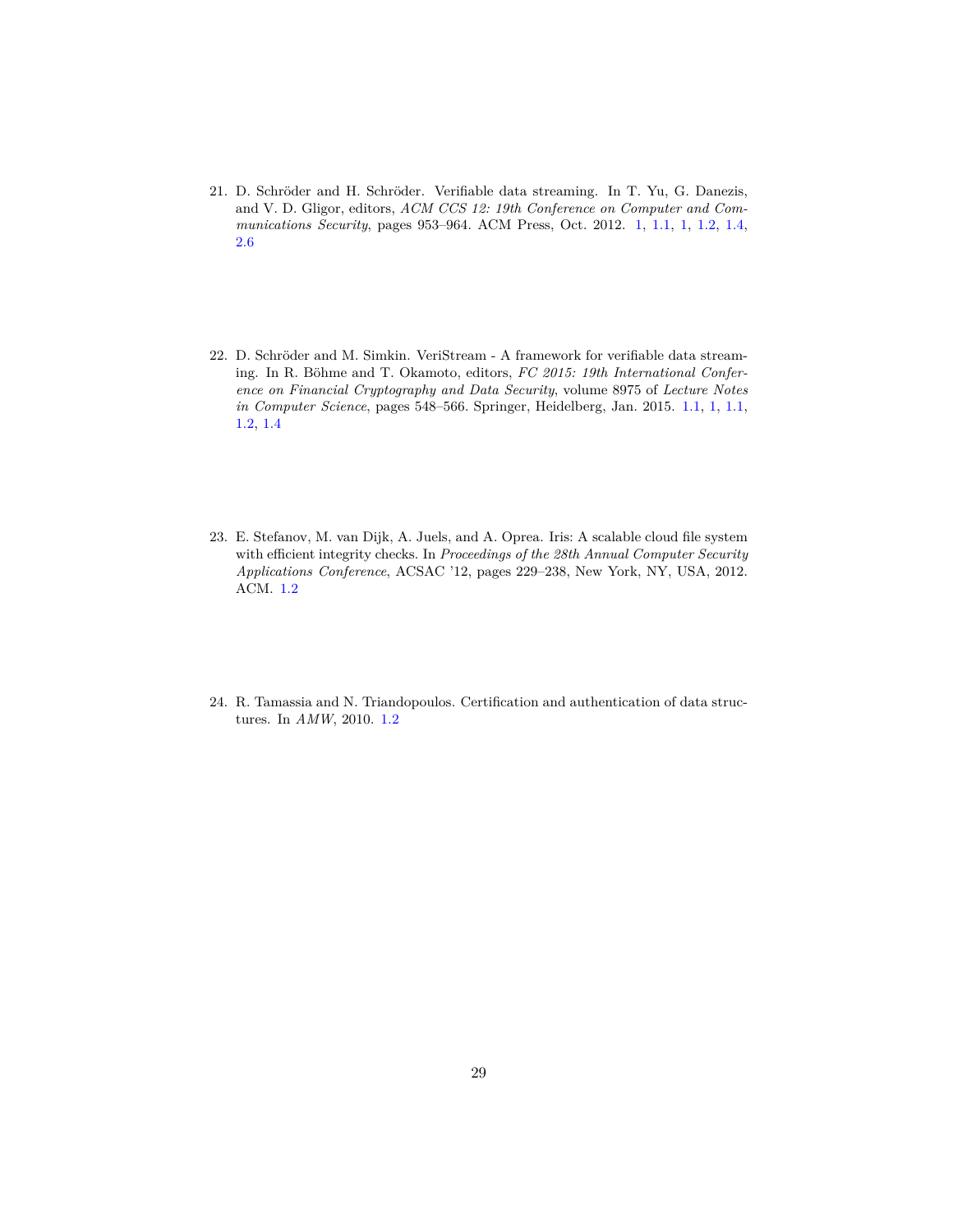21. D. Schröder and H. Schröder. Verifiable data streaming. In T. Yu, G. Danezis, and V. D. Gligor, editors, *ACM CCS 12: 19th Conference on Computer and Communications Security*, pages 953–964. ACM Press, Oct. 2012. 1, 1.1, 1, 1.2, 1.4, 2.6

22. D. Schröder and M. Simkin. VeriStream - A framework for verifiable data streaming. In R. Böhme and T. Okamoto, editors, *FC 2015: 19th International Conference on Financial Cryptography and Data Security*, volume 8975 of *Lecture Notes in Computer Science*, pages 548–566. Springer, Heidelberg, Jan. 2015. 1.1, 1, 1.1, 1.2, 1.4

23. E. Stefanov, M. van Dijk, A. Juels, and A. Oprea. Iris: A scalable cloud file system with efficient integrity checks. In *Proceedings of the 28th Annual Computer Security Applications Conference*, ACSAC '12, pages 229–238, New York, NY, USA, 2012. ACM. 1.2

24. R. Tamassia and N. Triandopoulos. Certification and authentication of data structures. In *AMW*, 2010. 1.2